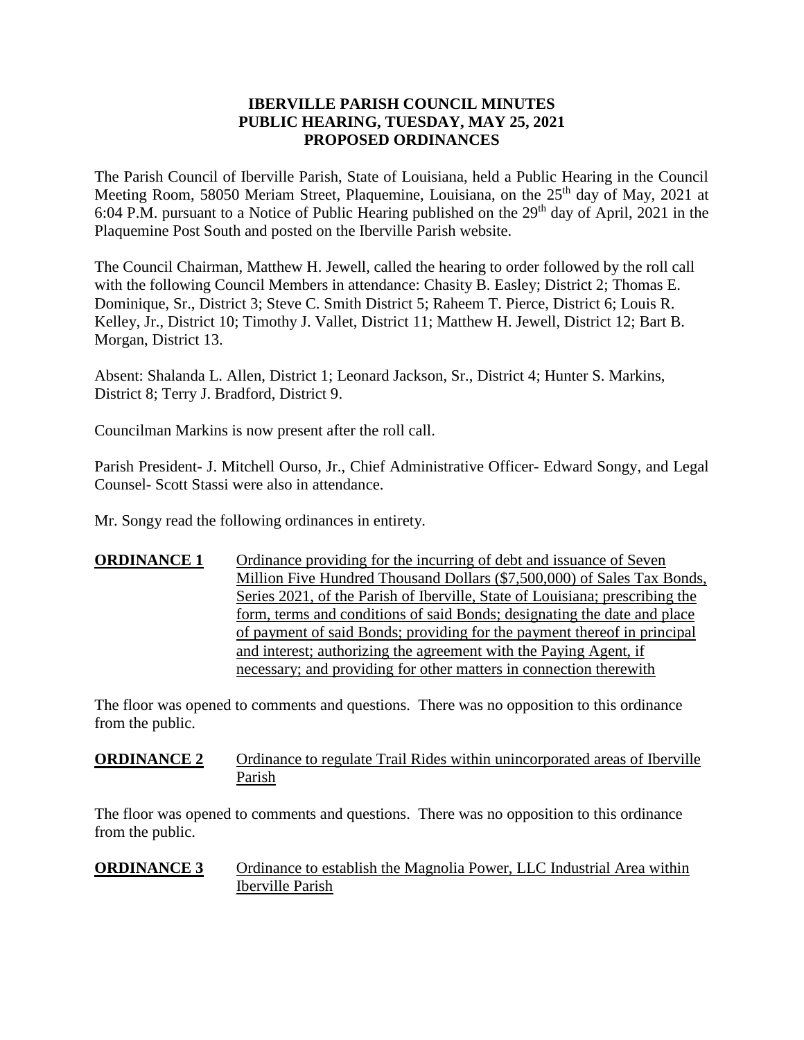# IBERVILLE PARISH COUNCIL MINUTES
## PUBLIC HEARING, TUESDAY, MAY 25, 2021
## PROPOSED ORDINANCES

The Parish Council of Iberville Parish, State of Louisiana, held a Public Hearing in the Council Meeting Room, 58050 Meriam Street, Plaquemine, Louisiana, on the 25th day of May, 2021 at 6:04 P.M. pursuant to a Notice of Public Hearing published on the 29th day of April, 2021 in the Plaquemine Post South and posted on the Iberville Parish website.

The Council Chairman, Matthew H. Jewell, called the hearing to order followed by the roll call with the following Council Members in attendance: Chasity B. Easley; District 2; Thomas E. Dominique, Sr., District 3; Steve C. Smith District 5; Raheem T. Pierce, District 6; Louis R. Kelley, Jr., District 10; Timothy J. Vallet, District 11; Matthew H. Jewell, District 12; Bart B. Morgan, District 13.

Absent: Shalanda L. Allen, District 1; Leonard Jackson, Sr., District 4; Hunter S. Markins, District 8; Terry J. Bradford, District 9.

Councilman Markins is now present after the roll call.

Parish President- J. Mitchell Ourso, Jr., Chief Administrative Officer- Edward Songy, and Legal Counsel- Scott Stassi were also in attendance.

Mr. Songy read the following ordinances in entirety.

**ORDINANCE 1** Ordinance providing for the incurring of debt and issuance of Seven Million Five Hundred Thousand Dollars ($7,500,000) of Sales Tax Bonds, Series 2021, of the Parish of Iberville, State of Louisiana; prescribing the form, terms and conditions of said Bonds; designating the date and place of payment of said Bonds; providing for the payment thereof in principal and interest; authorizing the agreement with the Paying Agent, if necessary; and providing for other matters in connection therewith

The floor was opened to comments and questions. There was no opposition to this ordinance from the public.

**ORDINANCE 2** Ordinance to regulate Trail Rides within unincorporated areas of Iberville Parish

The floor was opened to comments and questions. There was no opposition to this ordinance from the public.

**ORDINANCE 3** Ordinance to establish the Magnolia Power, LLC Industrial Area within Iberville Parish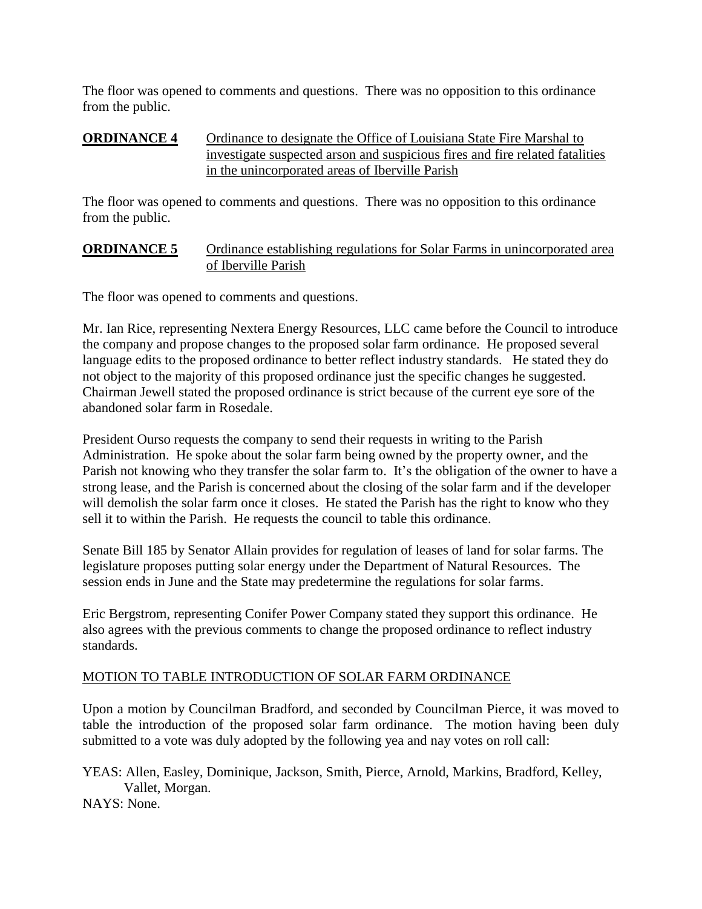The floor was opened to comments and questions. There was no opposition to this ordinance from the public.

**ORDINANCE 4** Ordinance to designate the Office of Louisiana State Fire Marshal to investigate suspected arson and suspicious fires and fire related fatalities in the unincorporated areas of Iberville Parish

The floor was opened to comments and questions. There was no opposition to this ordinance from the public.

**ORDINANCE 5** Ordinance establishing regulations for Solar Farms in unincorporated area of Iberville Parish

The floor was opened to comments and questions.

Mr. Ian Rice, representing Nextera Energy Resources, LLC came before the Council to introduce the company and propose changes to the proposed solar farm ordinance. He proposed several language edits to the proposed ordinance to better reflect industry standards. He stated they do not object to the majority of this proposed ordinance just the specific changes he suggested. Chairman Jewell stated the proposed ordinance is strict because of the current eye sore of the abandoned solar farm in Rosedale.

President Ourso requests the company to send their requests in writing to the Parish Administration. He spoke about the solar farm being owned by the property owner, and the Parish not knowing who they transfer the solar farm to. It's the obligation of the owner to have a strong lease, and the Parish is concerned about the closing of the solar farm and if the developer will demolish the solar farm once it closes. He stated the Parish has the right to know who they sell it to within the Parish. He requests the council to table this ordinance.

Senate Bill 185 by Senator Allain provides for regulation of leases of land for solar farms. The legislature proposes putting solar energy under the Department of Natural Resources. The session ends in June and the State may predetermine the regulations for solar farms.

Eric Bergstrom, representing Conifer Power Company stated they support this ordinance. He also agrees with the previous comments to change the proposed ordinance to reflect industry standards.

MOTION TO TABLE INTRODUCTION OF SOLAR FARM ORDINANCE

Upon a motion by Councilman Bradford, and seconded by Councilman Pierce, it was moved to table the introduction of the proposed solar farm ordinance. The motion having been duly submitted to a vote was duly adopted by the following yea and nay votes on roll call:

YEAS: Allen, Easley, Dominique, Jackson, Smith, Pierce, Arnold, Markins, Bradford, Kelley, Vallet, Morgan.
NAYS: None.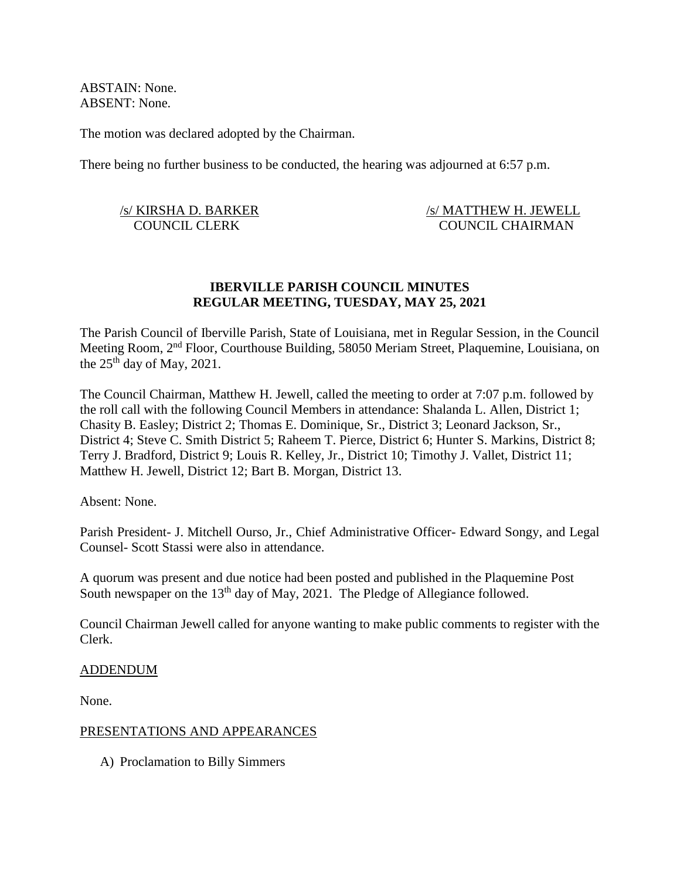ABSTAIN: None.
ABSENT: None.

The motion was declared adopted by the Chairman.

There being no further business to be conducted, the hearing was adjourned at 6:57 p.m.

/s/ KIRSHA D. BARKER
COUNCIL CLERK

/s/ MATTHEW H. JEWELL
COUNCIL CHAIRMAN

## IBERVILLE PARISH COUNCIL MINUTES
## REGULAR MEETING, TUESDAY, MAY 25, 2021

The Parish Council of Iberville Parish, State of Louisiana, met in Regular Session, in the Council Meeting Room, 2nd Floor, Courthouse Building, 58050 Meriam Street, Plaquemine, Louisiana, on the 25th day of May, 2021.

The Council Chairman, Matthew H. Jewell, called the meeting to order at 7:07 p.m. followed by the roll call with the following Council Members in attendance: Shalanda L. Allen, District 1; Chasity B. Easley; District 2; Thomas E. Dominique, Sr., District 3; Leonard Jackson, Sr., District 4; Steve C. Smith District 5; Raheem T. Pierce, District 6; Hunter S. Markins, District 8; Terry J. Bradford, District 9; Louis R. Kelley, Jr., District 10; Timothy J. Vallet, District 11; Matthew H. Jewell, District 12; Bart B. Morgan, District 13.

Absent: None.

Parish President- J. Mitchell Ourso, Jr., Chief Administrative Officer- Edward Songy, and Legal Counsel- Scott Stassi were also in attendance.

A quorum was present and due notice had been posted and published in the Plaquemine Post South newspaper on the 13th day of May, 2021. The Pledge of Allegiance followed.

Council Chairman Jewell called for anyone wanting to make public comments to register with the Clerk.

ADDENDUM

None.

PRESENTATIONS AND APPEARANCES

A) Proclamation to Billy Simmers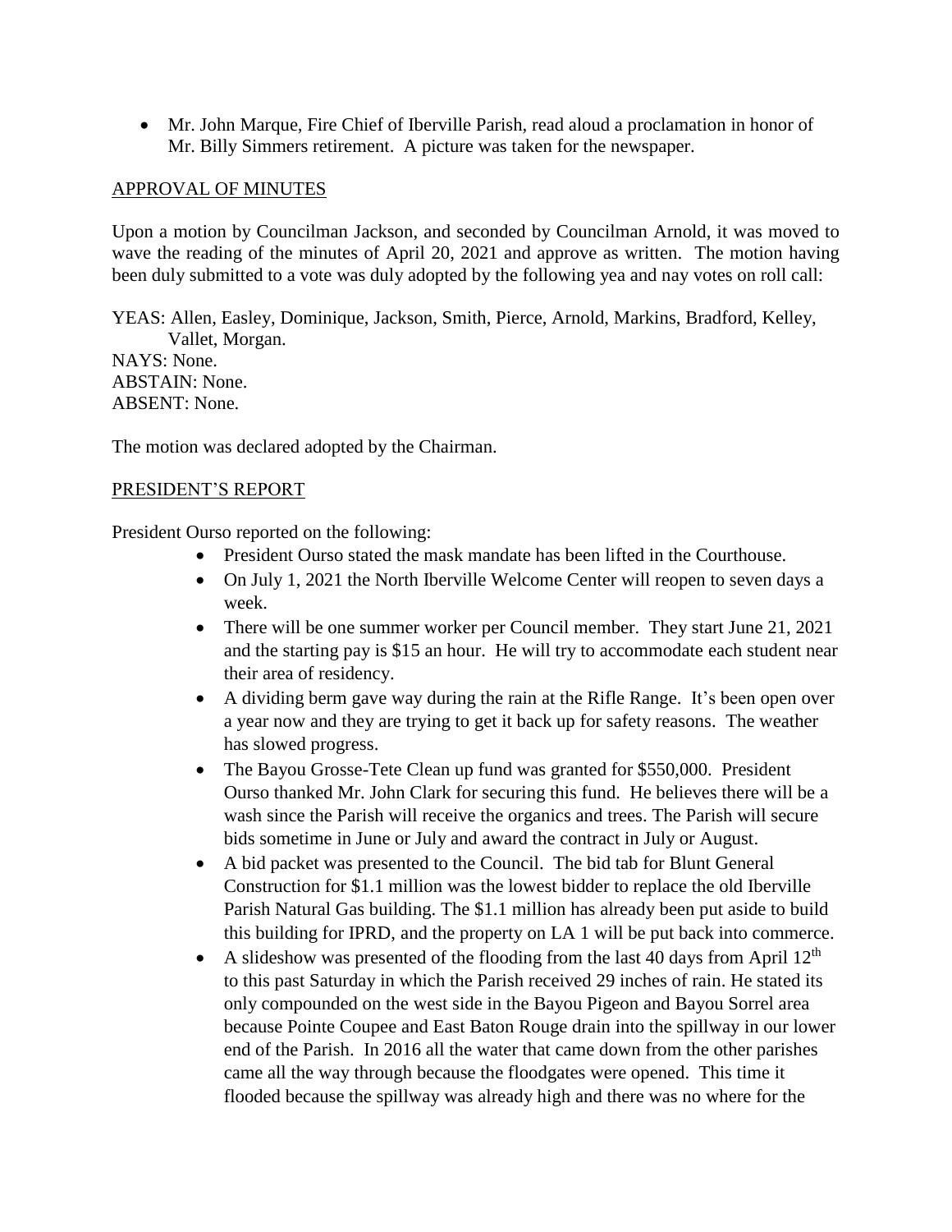- Mr. John Marque, Fire Chief of Iberville Parish, read aloud a proclamation in honor of Mr. Billy Simmers retirement. A picture was taken for the newspaper.

## APPROVAL OF MINUTES

Upon a motion by Councilman Jackson, and seconded by Councilman Arnold, it was moved to wave the reading of the minutes of April 20, 2021 and approve as written. The motion having been duly submitted to a vote was duly adopted by the following yea and nay votes on roll call:

YEAS: Allen, Easley, Dominique, Jackson, Smith, Pierce, Arnold, Markins, Bradford, Kelley, Vallet, Morgan.
NAYS: None.
ABSTAIN: None.
ABSENT: None.

The motion was declared adopted by the Chairman.

## PRESIDENT'S REPORT

President Ourso reported on the following:

- President Ourso stated the mask mandate has been lifted in the Courthouse.
- On July 1, 2021 the North Iberville Welcome Center will reopen to seven days a week.
- There will be one summer worker per Council member. They start June 21, 2021 and the starting pay is $15 an hour. He will try to accommodate each student near their area of residency.
- A dividing berm gave way during the rain at the Rifle Range. It's been open over a year now and they are trying to get it back up for safety reasons. The weather has slowed progress.
- The Bayou Grosse-Tete Clean up fund was granted for $550,000. President Ourso thanked Mr. John Clark for securing this fund. He believes there will be a wash since the Parish will receive the organics and trees. The Parish will secure bids sometime in June or July and award the contract in July or August.
- A bid packet was presented to the Council. The bid tab for Blunt General Construction for $1.1 million was the lowest bidder to replace the old Iberville Parish Natural Gas building. The $1.1 million has already been put aside to build this building for IPRD, and the property on LA 1 will be put back into commerce.
- A slideshow was presented of the flooding from the last 40 days from April 12th to this past Saturday in which the Parish received 29 inches of rain. He stated its only compounded on the west side in the Bayou Pigeon and Bayou Sorrel area because Pointe Coupee and East Baton Rouge drain into the spillway in our lower end of the Parish. In 2016 all the water that came down from the other parishes came all the way through because the floodgates were opened. This time it flooded because the spillway was already high and there was no where for the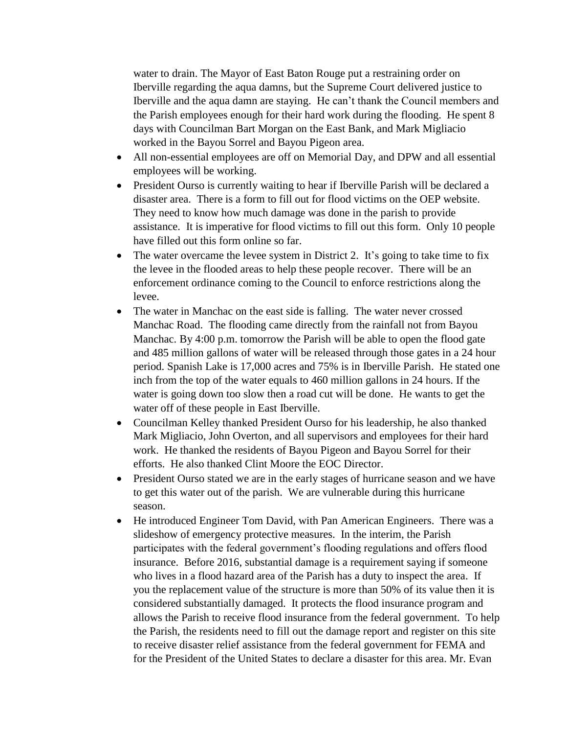water to drain. The Mayor of East Baton Rouge put a restraining order on Iberville regarding the aqua damns, but the Supreme Court delivered justice to Iberville and the aqua damn are staying. He can't thank the Council members and the Parish employees enough for their hard work during the flooding. He spent 8 days with Councilman Bart Morgan on the East Bank, and Mark Migliacio worked in the Bayou Sorrel and Bayou Pigeon area.

- All non-essential employees are off on Memorial Day, and DPW and all essential employees will be working.
- President Ourso is currently waiting to hear if Iberville Parish will be declared a disaster area. There is a form to fill out for flood victims on the OEP website. They need to know how much damage was done in the parish to provide assistance. It is imperative for flood victims to fill out this form. Only 10 people have filled out this form online so far.
- The water overcame the levee system in District 2. It's going to take time to fix the levee in the flooded areas to help these people recover. There will be an enforcement ordinance coming to the Council to enforce restrictions along the levee.
- The water in Manchac on the east side is falling. The water never crossed Manchac Road. The flooding came directly from the rainfall not from Bayou Manchac. By 4:00 p.m. tomorrow the Parish will be able to open the flood gate and 485 million gallons of water will be released through those gates in a 24 hour period. Spanish Lake is 17,000 acres and 75% is in Iberville Parish. He stated one inch from the top of the water equals to 460 million gallons in 24 hours. If the water is going down too slow then a road cut will be done. He wants to get the water off of these people in East Iberville.
- Councilman Kelley thanked President Ourso for his leadership, he also thanked Mark Migliacio, John Overton, and all supervisors and employees for their hard work. He thanked the residents of Bayou Pigeon and Bayou Sorrel for their efforts. He also thanked Clint Moore the EOC Director.
- President Ourso stated we are in the early stages of hurricane season and we have to get this water out of the parish. We are vulnerable during this hurricane season.
- He introduced Engineer Tom David, with Pan American Engineers. There was a slideshow of emergency protective measures. In the interim, the Parish participates with the federal government's flooding regulations and offers flood insurance. Before 2016, substantial damage is a requirement saying if someone who lives in a flood hazard area of the Parish has a duty to inspect the area. If you the replacement value of the structure is more than 50% of its value then it is considered substantially damaged. It protects the flood insurance program and allows the Parish to receive flood insurance from the federal government. To help the Parish, the residents need to fill out the damage report and register on this site to receive disaster relief assistance from the federal government for FEMA and for the President of the United States to declare a disaster for this area. Mr. Evan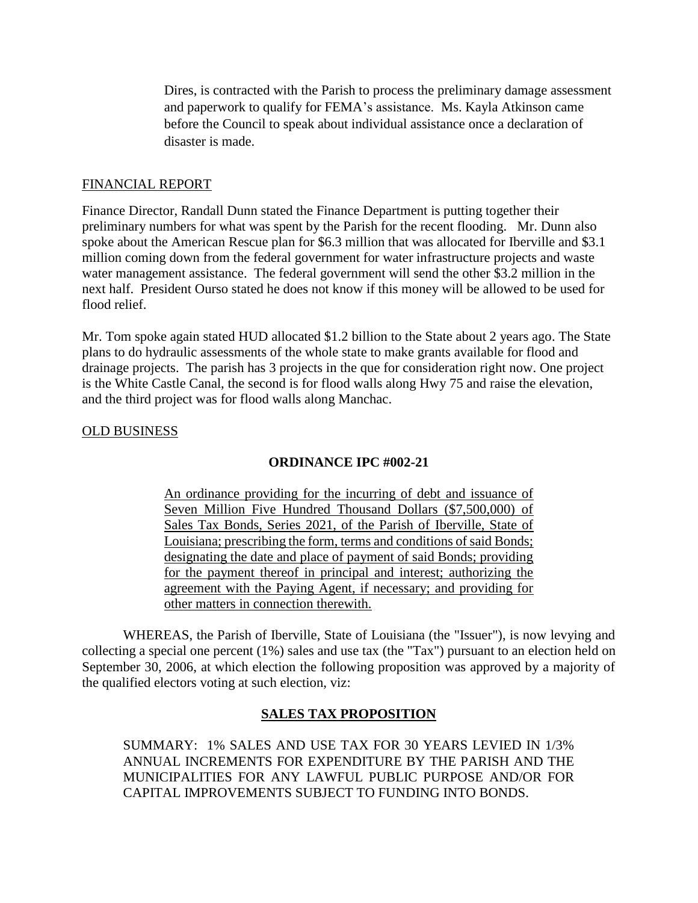Dires, is contracted with the Parish to process the preliminary damage assessment and paperwork to qualify for FEMA's assistance. Ms. Kayla Atkinson came before the Council to speak about individual assistance once a declaration of disaster is made.

FINANCIAL REPORT

Finance Director, Randall Dunn stated the Finance Department is putting together their preliminary numbers for what was spent by the Parish for the recent flooding. Mr. Dunn also spoke about the American Rescue plan for $6.3 million that was allocated for Iberville and $3.1 million coming down from the federal government for water infrastructure projects and waste water management assistance. The federal government will send the other $3.2 million in the next half. President Ourso stated he does not know if this money will be allowed to be used for flood relief.

Mr. Tom spoke again stated HUD allocated $1.2 billion to the State about 2 years ago. The State plans to do hydraulic assessments of the whole state to make grants available for flood and drainage projects. The parish has 3 projects in the que for consideration right now. One project is the White Castle Canal, the second is for flood walls along Hwy 75 and raise the elevation, and the third project was for flood walls along Manchac.

OLD BUSINESS

**ORDINANCE IPC #002-21**

An ordinance providing for the incurring of debt and issuance of Seven Million Five Hundred Thousand Dollars ($7,500,000) of Sales Tax Bonds, Series 2021, of the Parish of Iberville, State of Louisiana; prescribing the form, terms and conditions of said Bonds; designating the date and place of payment of said Bonds; providing for the payment thereof in principal and interest; authorizing the agreement with the Paying Agent, if necessary; and providing for other matters in connection therewith.

WHEREAS, the Parish of Iberville, State of Louisiana (the "Issuer"), is now levying and collecting a special one percent (1%) sales and use tax (the "Tax") pursuant to an election held on September 30, 2006, at which election the following proposition was approved by a majority of the qualified electors voting at such election, viz:

**SALES TAX PROPOSITION**

SUMMARY: 1% SALES AND USE TAX FOR 30 YEARS LEVIED IN 1/3% ANNUAL INCREMENTS FOR EXPENDITURE BY THE PARISH AND THE MUNICIPALITIES FOR ANY LAWFUL PUBLIC PURPOSE AND/OR FOR CAPITAL IMPROVEMENTS SUBJECT TO FUNDING INTO BONDS.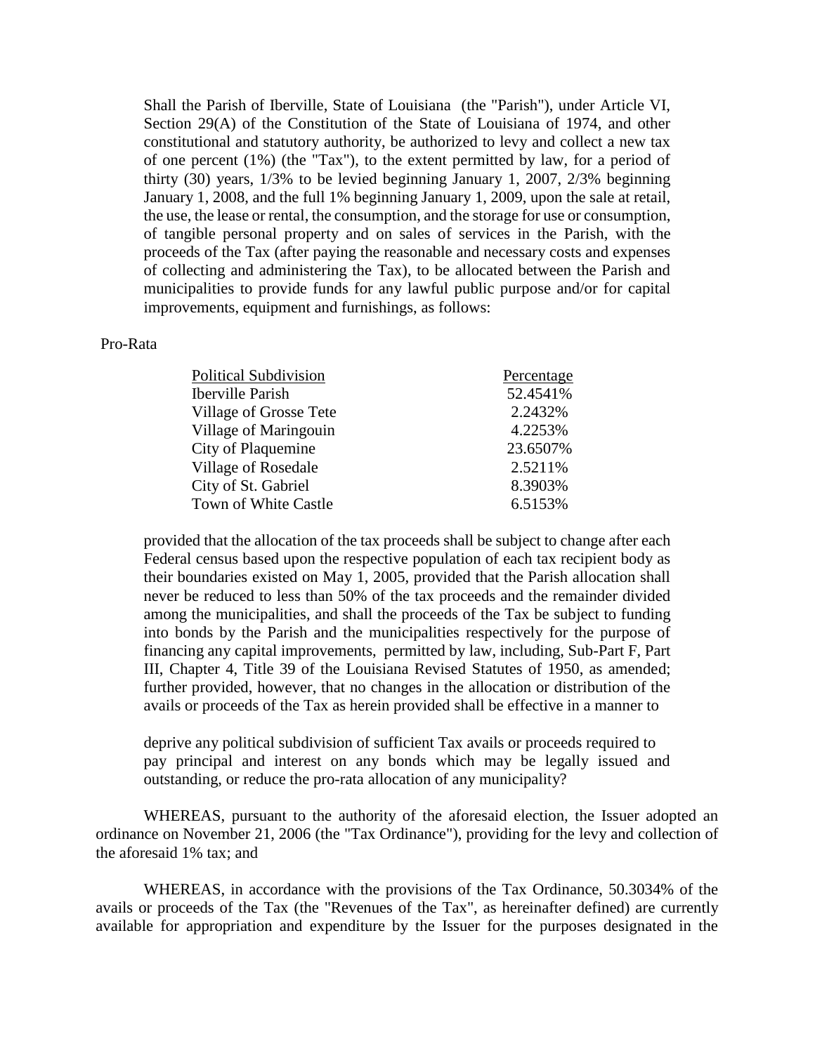Shall the Parish of Iberville, State of Louisiana (the "Parish"), under Article VI, Section 29(A) of the Constitution of the State of Louisiana of 1974, and other constitutional and statutory authority, be authorized to levy and collect a new tax of one percent (1%) (the "Tax"), to the extent permitted by law, for a period of thirty (30) years, 1/3% to be levied beginning January 1, 2007, 2/3% beginning January 1, 2008, and the full 1% beginning January 1, 2009, upon the sale at retail, the use, the lease or rental, the consumption, and the storage for use or consumption, of tangible personal property and on sales of services in the Parish, with the proceeds of the Tax (after paying the reasonable and necessary costs and expenses of collecting and administering the Tax), to be allocated between the Parish and municipalities to provide funds for any lawful public purpose and/or for capital improvements, equipment and furnishings, as follows:

Pro-Rata

| Political Subdivision | Percentage |
|---|---|
| Iberville Parish | 52.4541% |
| Village of Grosse Tete | 2.2432% |
| Village of Maringouin | 4.2253% |
| City of Plaquemine | 23.6507% |
| Village of Rosedale | 2.5211% |
| City of St. Gabriel | 8.3903% |
| Town of White Castle | 6.5153% |

provided that the allocation of the tax proceeds shall be subject to change after each Federal census based upon the respective population of each tax recipient body as their boundaries existed on May 1, 2005, provided that the Parish allocation shall never be reduced to less than 50% of the tax proceeds and the remainder divided among the municipalities, and shall the proceeds of the Tax be subject to funding into bonds by the Parish and the municipalities respectively for the purpose of financing any capital improvements, permitted by law, including, Sub-Part F, Part III, Chapter 4, Title 39 of the Louisiana Revised Statutes of 1950, as amended; further provided, however, that no changes in the allocation or distribution of the avails or proceeds of the Tax as herein provided shall be effective in a manner to deprive any political subdivision of sufficient Tax avails or proceeds required to pay principal and interest on any bonds which may be legally issued and outstanding, or reduce the pro-rata allocation of any municipality?

WHEREAS, pursuant to the authority of the aforesaid election, the Issuer adopted an ordinance on November 21, 2006 (the "Tax Ordinance"), providing for the levy and collection of the aforesaid 1% tax; and

WHEREAS, in accordance with the provisions of the Tax Ordinance, 50.3034% of the avails or proceeds of the Tax (the "Revenues of the Tax", as hereinafter defined) are currently available for appropriation and expenditure by the Issuer for the purposes designated in the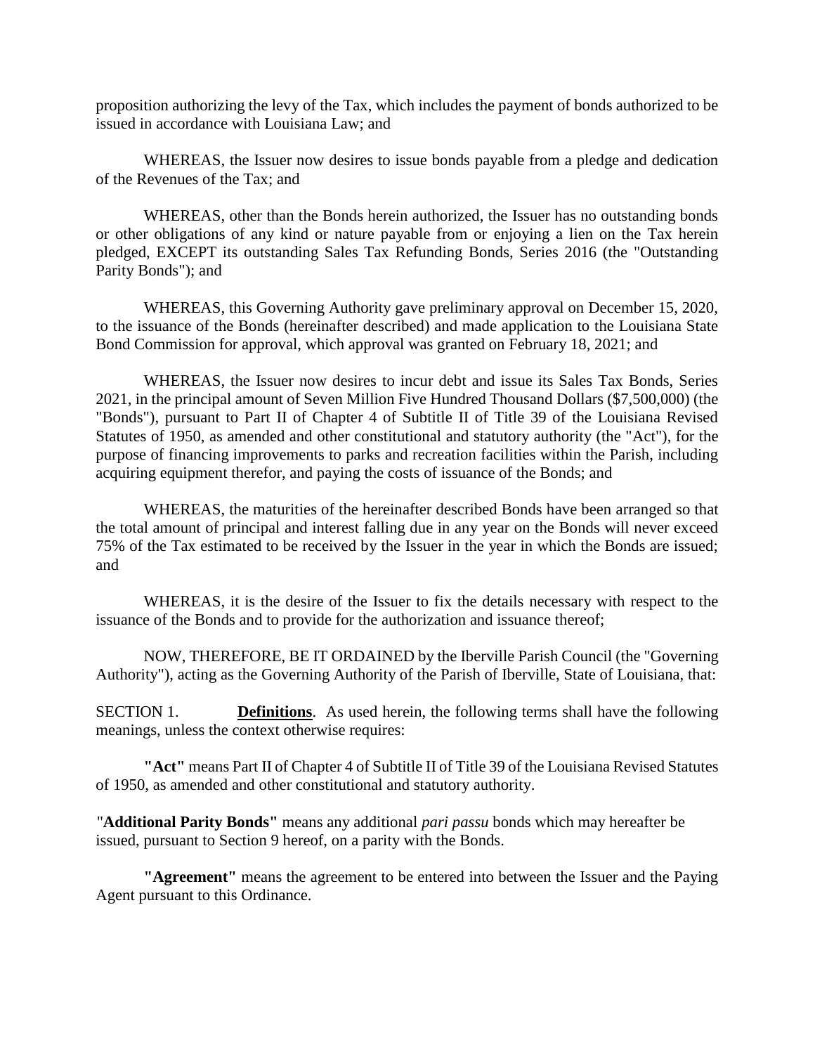proposition authorizing the levy of the Tax, which includes the payment of bonds authorized to be issued in accordance with Louisiana Law; and

WHEREAS, the Issuer now desires to issue bonds payable from a pledge and dedication of the Revenues of the Tax; and

WHEREAS, other than the Bonds herein authorized, the Issuer has no outstanding bonds or other obligations of any kind or nature payable from or enjoying a lien on the Tax herein pledged, EXCEPT its outstanding Sales Tax Refunding Bonds, Series 2016 (the "Outstanding Parity Bonds"); and

WHEREAS, this Governing Authority gave preliminary approval on December 15, 2020, to the issuance of the Bonds (hereinafter described) and made application to the Louisiana State Bond Commission for approval, which approval was granted on February 18, 2021; and

WHEREAS, the Issuer now desires to incur debt and issue its Sales Tax Bonds, Series 2021, in the principal amount of Seven Million Five Hundred Thousand Dollars ($7,500,000) (the "Bonds"), pursuant to Part II of Chapter 4 of Subtitle II of Title 39 of the Louisiana Revised Statutes of 1950, as amended and other constitutional and statutory authority (the "Act"), for the purpose of financing improvements to parks and recreation facilities within the Parish, including acquiring equipment therefor, and paying the costs of issuance of the Bonds; and

WHEREAS, the maturities of the hereinafter described Bonds have been arranged so that the total amount of principal and interest falling due in any year on the Bonds will never exceed 75% of the Tax estimated to be received by the Issuer in the year in which the Bonds are issued; and

WHEREAS, it is the desire of the Issuer to fix the details necessary with respect to the issuance of the Bonds and to provide for the authorization and issuance thereof;

NOW, THEREFORE, BE IT ORDAINED by the Iberville Parish Council (the "Governing Authority"), acting as the Governing Authority of the Parish of Iberville, State of Louisiana, that:

SECTION 1. **Definitions**. As used herein, the following terms shall have the following meanings, unless the context otherwise requires:

**"Act"** means Part II of Chapter 4 of Subtitle II of Title 39 of the Louisiana Revised Statutes of 1950, as amended and other constitutional and statutory authority.

"**Additional Parity Bonds"** means any additional *pari passu* bonds which may hereafter be issued, pursuant to Section 9 hereof, on a parity with the Bonds.

**"Agreement"** means the agreement to be entered into between the Issuer and the Paying Agent pursuant to this Ordinance.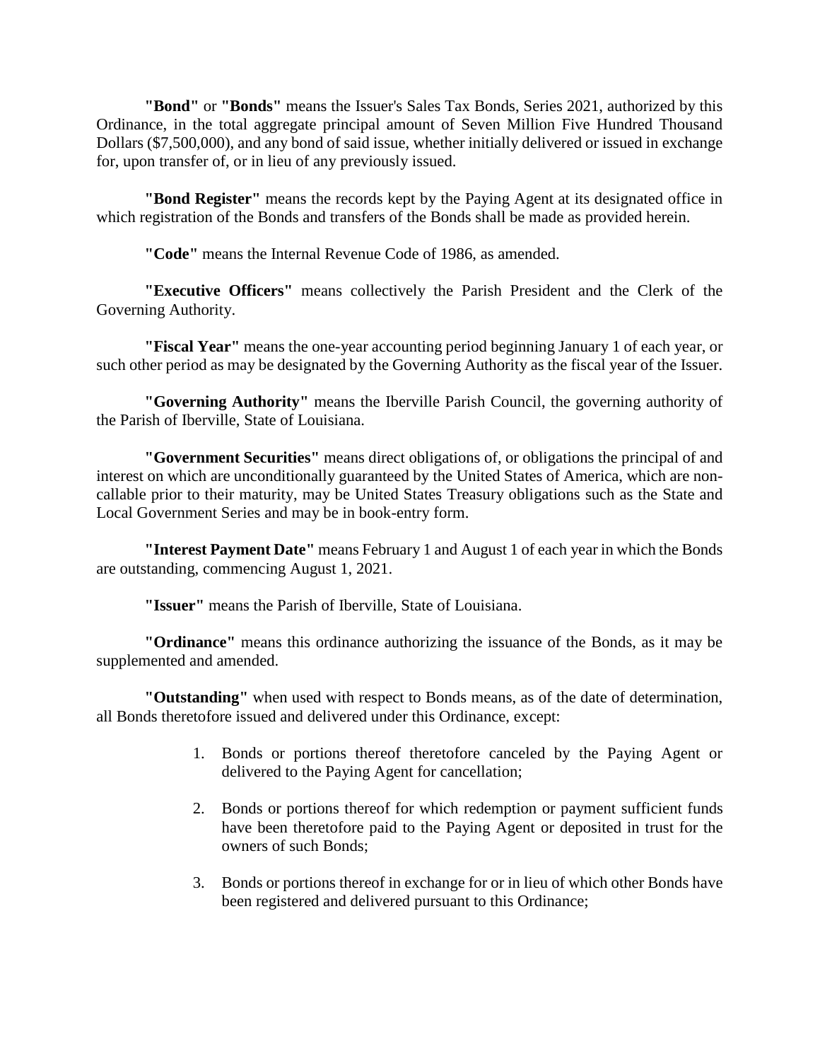**"Bond"** or **"Bonds"** means the Issuer's Sales Tax Bonds, Series 2021, authorized by this Ordinance, in the total aggregate principal amount of Seven Million Five Hundred Thousand Dollars ($7,500,000), and any bond of said issue, whether initially delivered or issued in exchange for, upon transfer of, or in lieu of any previously issued.

**"Bond Register"** means the records kept by the Paying Agent at its designated office in which registration of the Bonds and transfers of the Bonds shall be made as provided herein.

**"Code"** means the Internal Revenue Code of 1986, as amended.

**"Executive Officers"** means collectively the Parish President and the Clerk of the Governing Authority.

**"Fiscal Year"** means the one-year accounting period beginning January 1 of each year, or such other period as may be designated by the Governing Authority as the fiscal year of the Issuer.

**"Governing Authority"** means the Iberville Parish Council, the governing authority of the Parish of Iberville, State of Louisiana.

**"Government Securities"** means direct obligations of, or obligations the principal of and interest on which are unconditionally guaranteed by the United States of America, which are non-callable prior to their maturity, may be United States Treasury obligations such as the State and Local Government Series and may be in book-entry form.

**"Interest Payment Date"** means February 1 and August 1 of each year in which the Bonds are outstanding, commencing August 1, 2021.

**"Issuer"** means the Parish of Iberville, State of Louisiana.

**"Ordinance"** means this ordinance authorizing the issuance of the Bonds, as it may be supplemented and amended.

**"Outstanding"** when used with respect to Bonds means, as of the date of determination, all Bonds theretofore issued and delivered under this Ordinance, except:

1. Bonds or portions thereof theretofore canceled by the Paying Agent or delivered to the Paying Agent for cancellation;
2. Bonds or portions thereof for which redemption or payment sufficient funds have been theretofore paid to the Paying Agent or deposited in trust for the owners of such Bonds;
3. Bonds or portions thereof in exchange for or in lieu of which other Bonds have been registered and delivered pursuant to this Ordinance;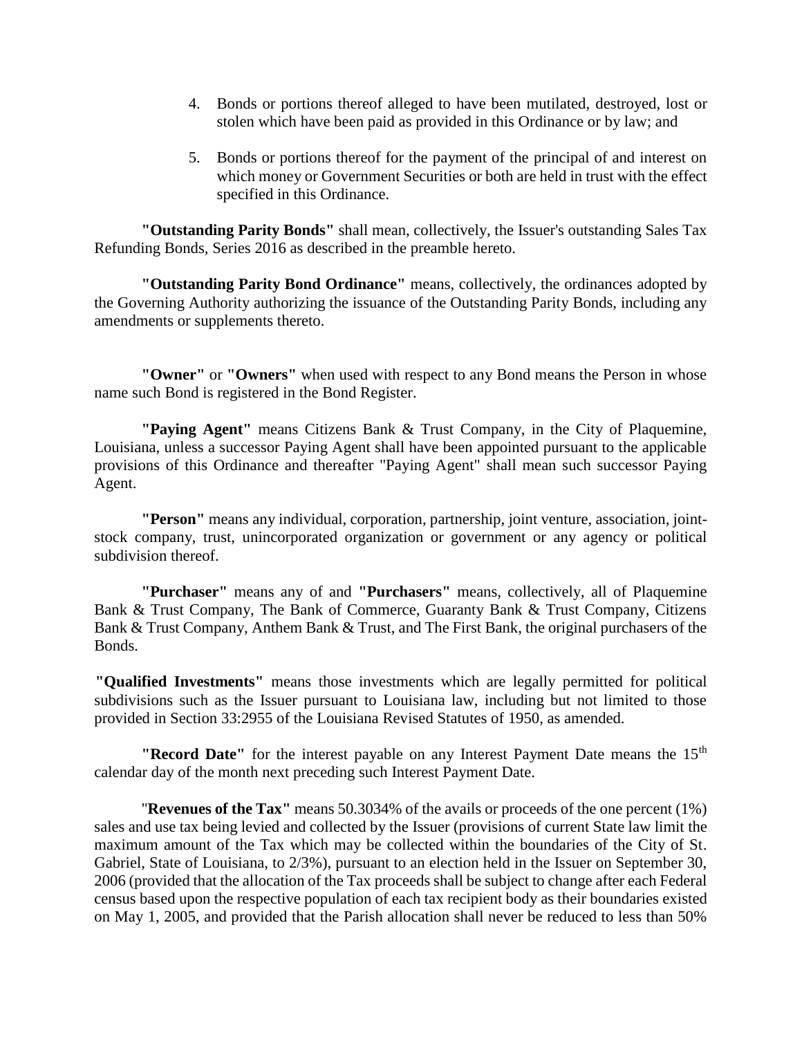4. Bonds or portions thereof alleged to have been mutilated, destroyed, lost or stolen which have been paid as provided in this Ordinance or by law; and

5. Bonds or portions thereof for the payment of the principal of and interest on which money or Government Securities or both are held in trust with the effect specified in this Ordinance.

**"Outstanding Parity Bonds"** shall mean, collectively, the Issuer's outstanding Sales Tax Refunding Bonds, Series 2016 as described in the preamble hereto.

**"Outstanding Parity Bond Ordinance"** means, collectively, the ordinances adopted by the Governing Authority authorizing the issuance of the Outstanding Parity Bonds, including any amendments or supplements thereto.

**"Owner"** or **"Owners"** when used with respect to any Bond means the Person in whose name such Bond is registered in the Bond Register.

**"Paying Agent"** means Citizens Bank & Trust Company, in the City of Plaquemine, Louisiana, unless a successor Paying Agent shall have been appointed pursuant to the applicable provisions of this Ordinance and thereafter "Paying Agent" shall mean such successor Paying Agent.

**"Person"** means any individual, corporation, partnership, joint venture, association, joint-stock company, trust, unincorporated organization or government or any agency or political subdivision thereof.

**"Purchaser"** means any of and **"Purchasers"** means, collectively, all of Plaquemine Bank & Trust Company, The Bank of Commerce, Guaranty Bank & Trust Company, Citizens Bank & Trust Company, Anthem Bank & Trust, and The First Bank, the original purchasers of the Bonds.

**"Qualified Investments"** means those investments which are legally permitted for political subdivisions such as the Issuer pursuant to Louisiana law, including but not limited to those provided in Section 33:2955 of the Louisiana Revised Statutes of 1950, as amended.

**"Record Date"** for the interest payable on any Interest Payment Date means the 15th calendar day of the month next preceding such Interest Payment Date.

"**Revenues of the Tax"** means 50.3034% of the avails or proceeds of the one percent (1%) sales and use tax being levied and collected by the Issuer (provisions of current State law limit the maximum amount of the Tax which may be collected within the boundaries of the City of St. Gabriel, State of Louisiana, to 2/3%), pursuant to an election held in the Issuer on September 30, 2006 (provided that the allocation of the Tax proceeds shall be subject to change after each Federal census based upon the respective population of each tax recipient body as their boundaries existed on May 1, 2005, and provided that the Parish allocation shall never be reduced to less than 50%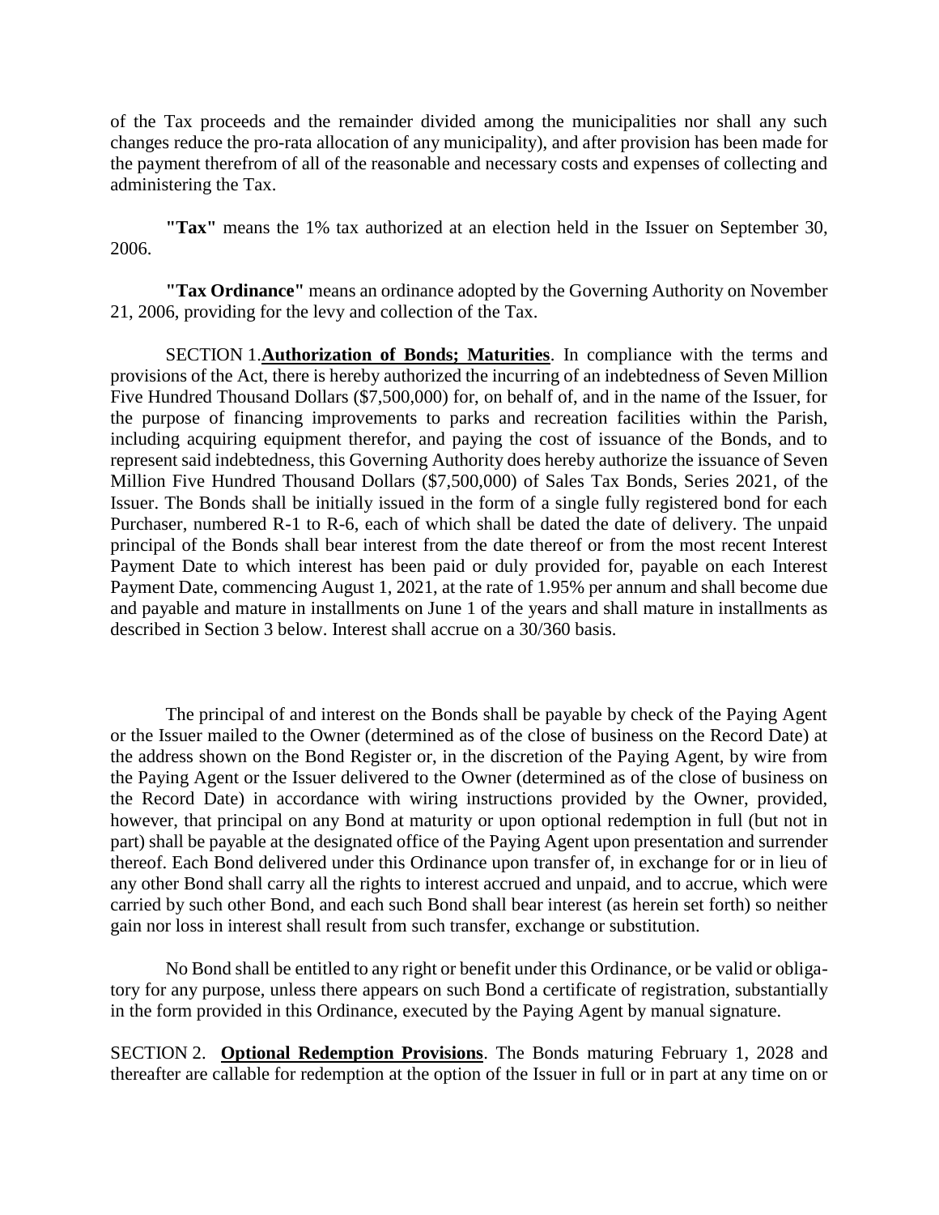of the Tax proceeds and the remainder divided among the municipalities nor shall any such changes reduce the pro-rata allocation of any municipality), and after provision has been made for the payment therefrom of all of the reasonable and necessary costs and expenses of collecting and administering the Tax.

**"Tax"** means the 1% tax authorized at an election held in the Issuer on September 30, 2006.

**"Tax Ordinance"** means an ordinance adopted by the Governing Authority on November 21, 2006, providing for the levy and collection of the Tax.

SECTION 1.**Authorization of Bonds; Maturities**. In compliance with the terms and provisions of the Act, there is hereby authorized the incurring of an indebtedness of Seven Million Five Hundred Thousand Dollars ($7,500,000) for, on behalf of, and in the name of the Issuer, for the purpose of financing improvements to parks and recreation facilities within the Parish, including acquiring equipment therefor, and paying the cost of issuance of the Bonds, and to represent said indebtedness, this Governing Authority does hereby authorize the issuance of Seven Million Five Hundred Thousand Dollars ($7,500,000) of Sales Tax Bonds, Series 2021, of the Issuer. The Bonds shall be initially issued in the form of a single fully registered bond for each Purchaser, numbered R-1 to R-6, each of which shall be dated the date of delivery. The unpaid principal of the Bonds shall bear interest from the date thereof or from the most recent Interest Payment Date to which interest has been paid or duly provided for, payable on each Interest Payment Date, commencing August 1, 2021, at the rate of 1.95% per annum and shall become due and payable and mature in installments on June 1 of the years and shall mature in installments as described in Section 3 below. Interest shall accrue on a 30/360 basis.

The principal of and interest on the Bonds shall be payable by check of the Paying Agent or the Issuer mailed to the Owner (determined as of the close of business on the Record Date) at the address shown on the Bond Register or, in the discretion of the Paying Agent, by wire from the Paying Agent or the Issuer delivered to the Owner (determined as of the close of business on the Record Date) in accordance with wiring instructions provided by the Owner, provided, however, that principal on any Bond at maturity or upon optional redemption in full (but not in part) shall be payable at the designated office of the Paying Agent upon presentation and surrender thereof. Each Bond delivered under this Ordinance upon transfer of, in exchange for or in lieu of any other Bond shall carry all the rights to interest accrued and unpaid, and to accrue, which were carried by such other Bond, and each such Bond shall bear interest (as herein set forth) so neither gain nor loss in interest shall result from such transfer, exchange or substitution.

No Bond shall be entitled to any right or benefit under this Ordinance, or be valid or obligatory for any purpose, unless there appears on such Bond a certificate of registration, substantially in the form provided in this Ordinance, executed by the Paying Agent by manual signature.

SECTION 2. **Optional Redemption Provisions**. The Bonds maturing February 1, 2028 and thereafter are callable for redemption at the option of the Issuer in full or in part at any time on or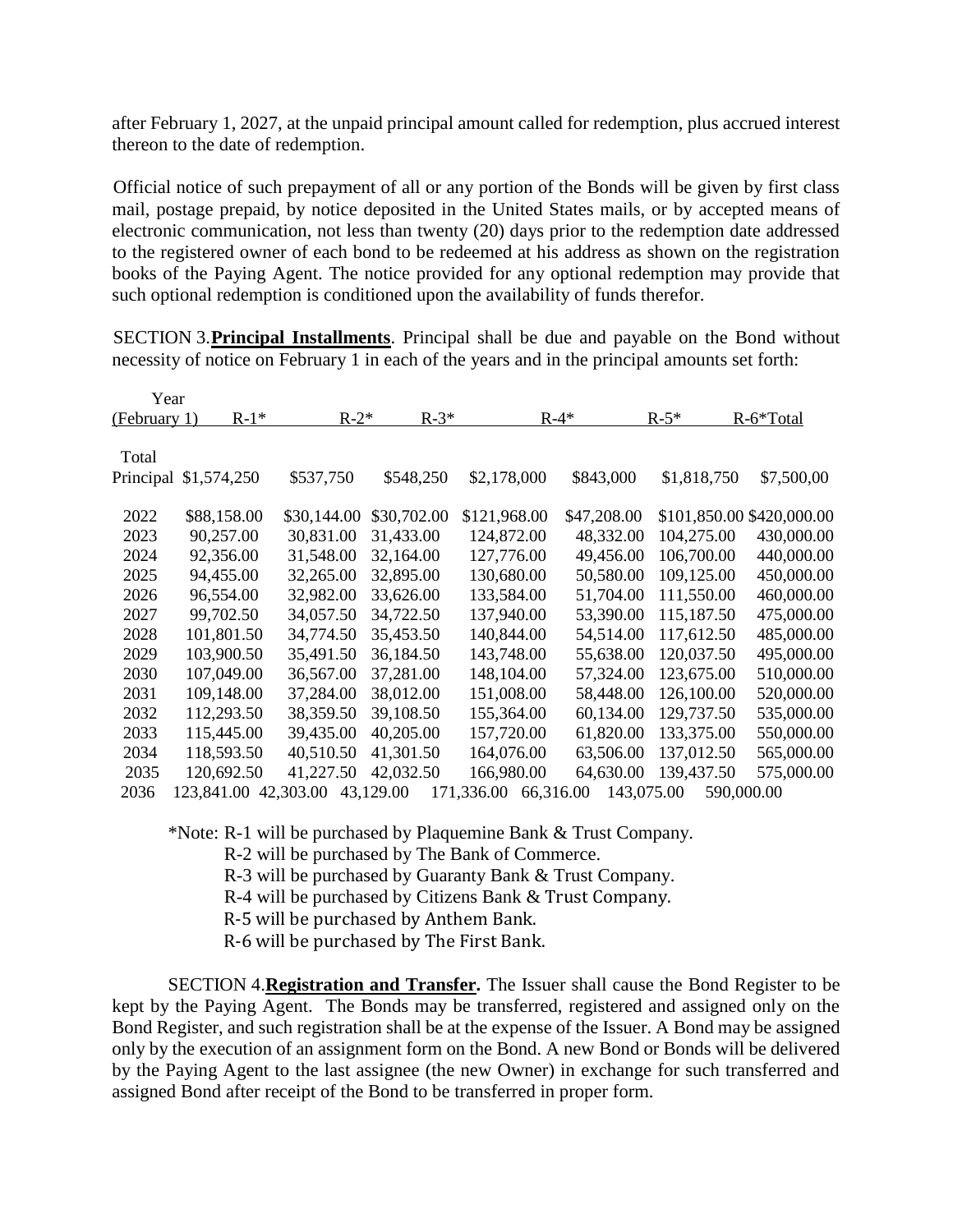after February 1, 2027, at the unpaid principal amount called for redemption, plus accrued interest thereon to the date of redemption.

Official notice of such prepayment of all or any portion of the Bonds will be given by first class mail, postage prepaid, by notice deposited in the United States mails, or by accepted means of electronic communication, not less than twenty (20) days prior to the redemption date addressed to the registered owner of each bond to be redeemed at his address as shown on the registration books of the Paying Agent. The notice provided for any optional redemption may provide that such optional redemption is conditioned upon the availability of funds therefor.

SECTION 3.**Principal Installments**. Principal shall be due and payable on the Bond without necessity of notice on February 1 in each of the years and in the principal amounts set forth:

| Year (February 1) | R-1* | R-2* | R-3* | R-4* | R-5* | R-6* | Total |
|---|---|---|---|---|---|---|---|
| Total Principal | $1,574,250 | $537,750 | $548,250 | $2,178,000 | $843,000 | $1,818,750 | $7,500,00 |
| 2022 | $88,158.00 | $30,144.00 | $30,702.00 | $121,968.00 | $47,208.00 | $101,850.00 | $420,000.00 |
| 2023 | 90,257.00 | 30,831.00 | 31,433.00 | 124,872.00 | 48,332.00 | 104,275.00 | 430,000.00 |
| 2024 | 92,356.00 | 31,548.00 | 32,164.00 | 127,776.00 | 49,456.00 | 106,700.00 | 440,000.00 |
| 2025 | 94,455.00 | 32,265.00 | 32,895.00 | 130,680.00 | 50,580.00 | 109,125.00 | 450,000.00 |
| 2026 | 96,554.00 | 32,982.00 | 33,626.00 | 133,584.00 | 51,704.00 | 111,550.00 | 460,000.00 |
| 2027 | 99,702.50 | 34,057.50 | 34,722.50 | 137,940.00 | 53,390.00 | 115,187.50 | 475,000.00 |
| 2028 | 101,801.50 | 34,774.50 | 35,453.50 | 140,844.00 | 54,514.00 | 117,612.50 | 485,000.00 |
| 2029 | 103,900.50 | 35,491.50 | 36,184.50 | 143,748.00 | 55,638.00 | 120,037.50 | 495,000.00 |
| 2030 | 107,049.00 | 36,567.00 | 37,281.00 | 148,104.00 | 57,324.00 | 123,675.00 | 510,000.00 |
| 2031 | 109,148.00 | 37,284.00 | 38,012.00 | 151,008.00 | 58,448.00 | 126,100.00 | 520,000.00 |
| 2032 | 112,293.50 | 38,359.50 | 39,108.50 | 155,364.00 | 60,134.00 | 129,737.50 | 535,000.00 |
| 2033 | 115,445.00 | 39,435.00 | 40,205.00 | 157,720.00 | 61,820.00 | 133,375.00 | 550,000.00 |
| 2034 | 118,593.50 | 40,510.50 | 41,301.50 | 164,076.00 | 63,506.00 | 137,012.50 | 565,000.00 |
| 2035 | 120,692.50 | 41,227.50 | 42,032.50 | 166,980.00 | 64,630.00 | 139,437.50 | 575,000.00 |
| 2036 | 123,841.00 | 42,303.00 | 43,129.00 | 171,336.00 | 66,316.00 | 143,075.00 | 590,000.00 |

*Note: R-1 will be purchased by Plaquemine Bank & Trust Company.
R-2 will be purchased by The Bank of Commerce.
R-3 will be purchased by Guaranty Bank & Trust Company.
R-4 will be purchased by Citizens Bank & Trust Company.
R-5 will be purchased by Anthem Bank.
R-6 will be purchased by The First Bank.

SECTION 4.**Registration and Transfer.** The Issuer shall cause the Bond Register to be kept by the Paying Agent. The Bonds may be transferred, registered and assigned only on the Bond Register, and such registration shall be at the expense of the Issuer. A Bond may be assigned only by the execution of an assignment form on the Bond. A new Bond or Bonds will be delivered by the Paying Agent to the last assignee (the new Owner) in exchange for such transferred and assigned Bond after receipt of the Bond to be transferred in proper form.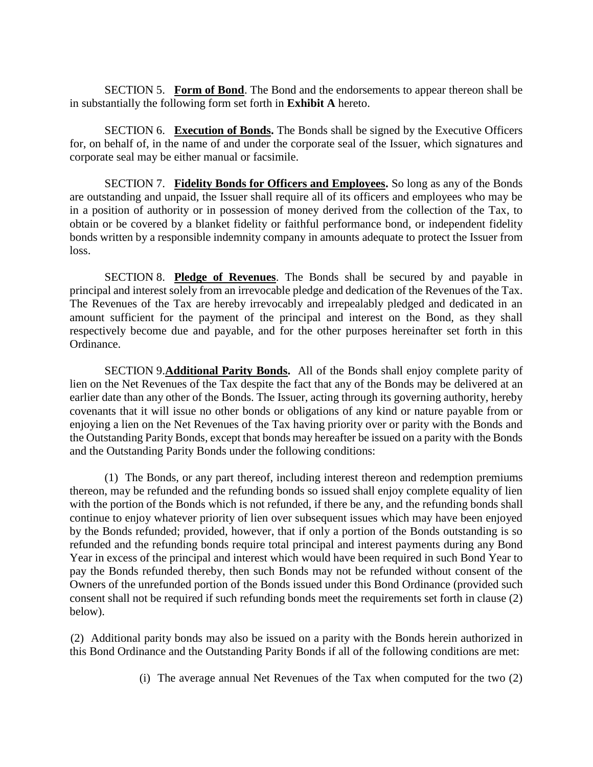SECTION 5. **Form of Bond**. The Bond and the endorsements to appear thereon shall be in substantially the following form set forth in **Exhibit A** hereto.

SECTION 6. **Execution of Bonds.** The Bonds shall be signed by the Executive Officers for, on behalf of, in the name of and under the corporate seal of the Issuer, which signatures and corporate seal may be either manual or facsimile.

SECTION 7. **Fidelity Bonds for Officers and Employees.** So long as any of the Bonds are outstanding and unpaid, the Issuer shall require all of its officers and employees who may be in a position of authority or in possession of money derived from the collection of the Tax, to obtain or be covered by a blanket fidelity or faithful performance bond, or independent fidelity bonds written by a responsible indemnity company in amounts adequate to protect the Issuer from loss.

SECTION 8. **Pledge of Revenues**. The Bonds shall be secured by and payable in principal and interest solely from an irrevocable pledge and dedication of the Revenues of the Tax. The Revenues of the Tax are hereby irrevocably and irrepealably pledged and dedicated in an amount sufficient for the payment of the principal and interest on the Bond, as they shall respectively become due and payable, and for the other purposes hereinafter set forth in this Ordinance.

SECTION 9.**Additional Parity Bonds.** All of the Bonds shall enjoy complete parity of lien on the Net Revenues of the Tax despite the fact that any of the Bonds may be delivered at an earlier date than any other of the Bonds. The Issuer, acting through its governing authority, hereby covenants that it will issue no other bonds or obligations of any kind or nature payable from or enjoying a lien on the Net Revenues of the Tax having priority over or parity with the Bonds and the Outstanding Parity Bonds, except that bonds may hereafter be issued on a parity with the Bonds and the Outstanding Parity Bonds under the following conditions:

(1) The Bonds, or any part thereof, including interest thereon and redemption premiums thereon, may be refunded and the refunding bonds so issued shall enjoy complete equality of lien with the portion of the Bonds which is not refunded, if there be any, and the refunding bonds shall continue to enjoy whatever priority of lien over subsequent issues which may have been enjoyed by the Bonds refunded; provided, however, that if only a portion of the Bonds outstanding is so refunded and the refunding bonds require total principal and interest payments during any Bond Year in excess of the principal and interest which would have been required in such Bond Year to pay the Bonds refunded thereby, then such Bonds may not be refunded without consent of the Owners of the unrefunded portion of the Bonds issued under this Bond Ordinance (provided such consent shall not be required if such refunding bonds meet the requirements set forth in clause (2) below).

(2) Additional parity bonds may also be issued on a parity with the Bonds herein authorized in this Bond Ordinance and the Outstanding Parity Bonds if all of the following conditions are met:

(i) The average annual Net Revenues of the Tax when computed for the two (2)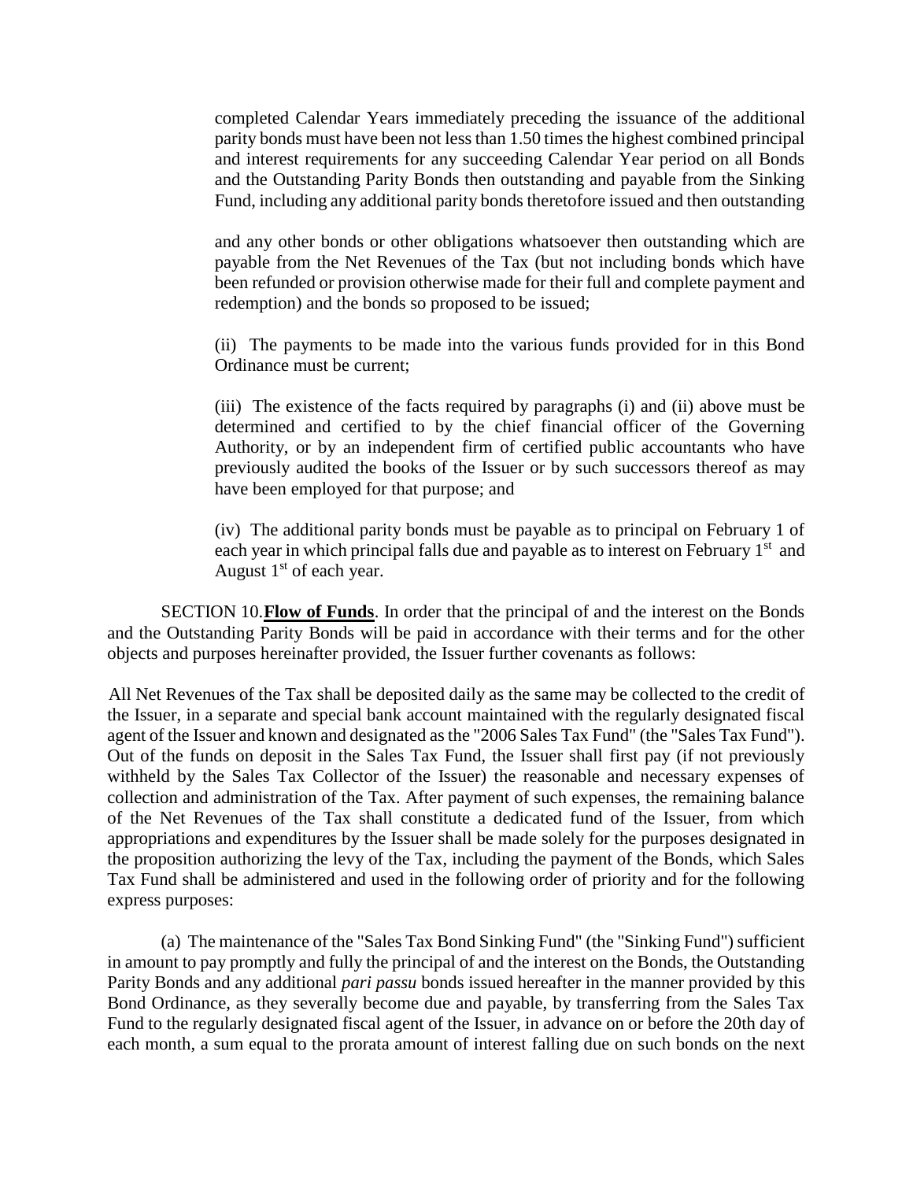completed Calendar Years immediately preceding the issuance of the additional parity bonds must have been not less than 1.50 times the highest combined principal and interest requirements for any succeeding Calendar Year period on all Bonds and the Outstanding Parity Bonds then outstanding and payable from the Sinking Fund, including any additional parity bonds theretofore issued and then outstanding

and any other bonds or other obligations whatsoever then outstanding which are payable from the Net Revenues of the Tax (but not including bonds which have been refunded or provision otherwise made for their full and complete payment and redemption) and the bonds so proposed to be issued;

(ii) The payments to be made into the various funds provided for in this Bond Ordinance must be current;

(iii) The existence of the facts required by paragraphs (i) and (ii) above must be determined and certified to by the chief financial officer of the Governing Authority, or by an independent firm of certified public accountants who have previously audited the books of the Issuer or by such successors thereof as may have been employed for that purpose; and

(iv) The additional parity bonds must be payable as to principal on February 1 of each year in which principal falls due and payable as to interest on February 1st and August 1st of each year.

SECTION 10. **Flow of Funds**. In order that the principal of and the interest on the Bonds and the Outstanding Parity Bonds will be paid in accordance with their terms and for the other objects and purposes hereinafter provided, the Issuer further covenants as follows:

All Net Revenues of the Tax shall be deposited daily as the same may be collected to the credit of the Issuer, in a separate and special bank account maintained with the regularly designated fiscal agent of the Issuer and known and designated as the "2006 Sales Tax Fund" (the "Sales Tax Fund"). Out of the funds on deposit in the Sales Tax Fund, the Issuer shall first pay (if not previously withheld by the Sales Tax Collector of the Issuer) the reasonable and necessary expenses of collection and administration of the Tax. After payment of such expenses, the remaining balance of the Net Revenues of the Tax shall constitute a dedicated fund of the Issuer, from which appropriations and expenditures by the Issuer shall be made solely for the purposes designated in the proposition authorizing the levy of the Tax, including the payment of the Bonds, which Sales Tax Fund shall be administered and used in the following order of priority and for the following express purposes:

(a) The maintenance of the "Sales Tax Bond Sinking Fund" (the "Sinking Fund") sufficient in amount to pay promptly and fully the principal of and the interest on the Bonds, the Outstanding Parity Bonds and any additional *pari passu* bonds issued hereafter in the manner provided by this Bond Ordinance, as they severally become due and payable, by transferring from the Sales Tax Fund to the regularly designated fiscal agent of the Issuer, in advance on or before the 20th day of each month, a sum equal to the prorata amount of interest falling due on such bonds on the next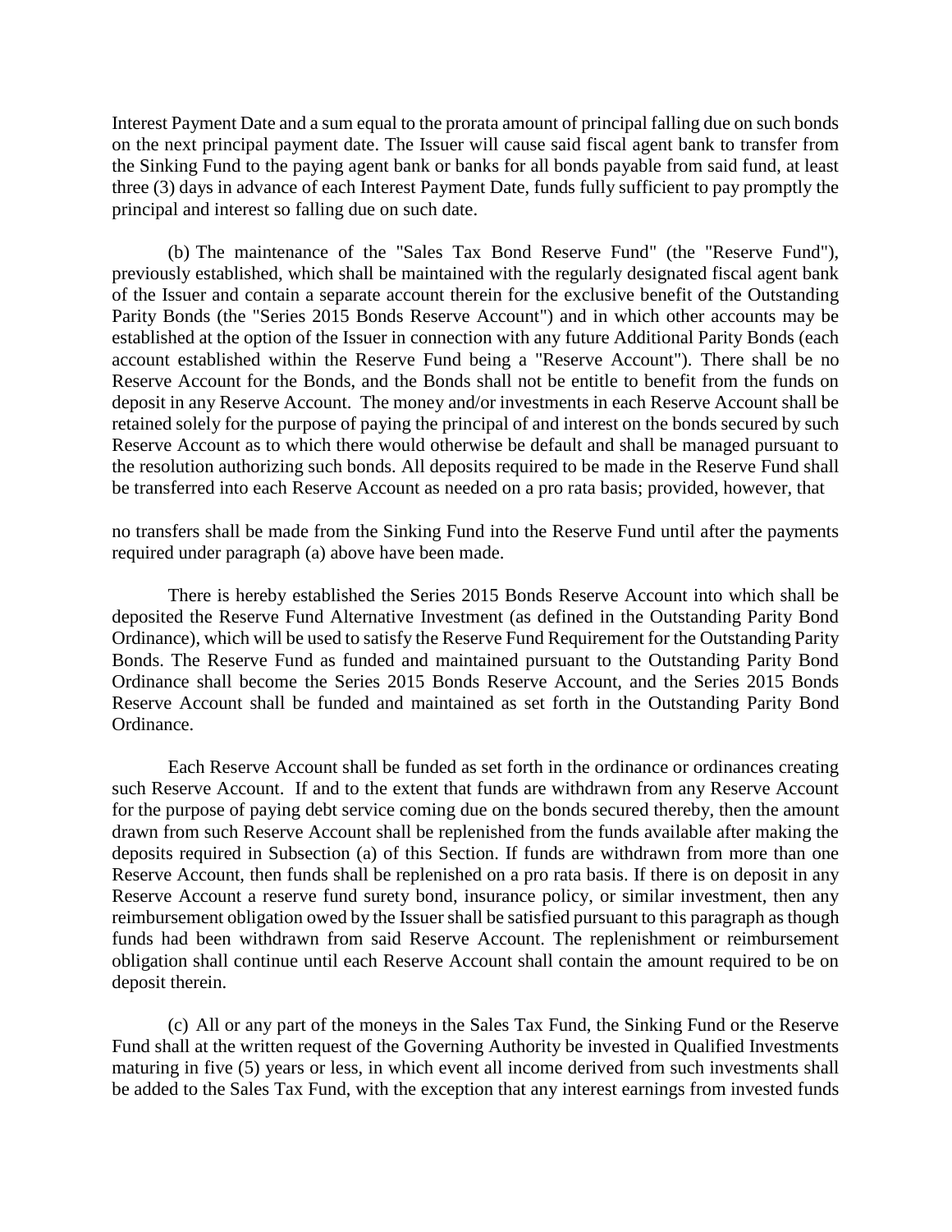Interest Payment Date and a sum equal to the prorata amount of principal falling due on such bonds on the next principal payment date. The Issuer will cause said fiscal agent bank to transfer from the Sinking Fund to the paying agent bank or banks for all bonds payable from said fund, at least three (3) days in advance of each Interest Payment Date, funds fully sufficient to pay promptly the principal and interest so falling due on such date.

(b) The maintenance of the "Sales Tax Bond Reserve Fund" (the "Reserve Fund"), previously established, which shall be maintained with the regularly designated fiscal agent bank of the Issuer and contain a separate account therein for the exclusive benefit of the Outstanding Parity Bonds (the "Series 2015 Bonds Reserve Account") and in which other accounts may be established at the option of the Issuer in connection with any future Additional Parity Bonds (each account established within the Reserve Fund being a "Reserve Account"). There shall be no Reserve Account for the Bonds, and the Bonds shall not be entitle to benefit from the funds on deposit in any Reserve Account. The money and/or investments in each Reserve Account shall be retained solely for the purpose of paying the principal of and interest on the bonds secured by such Reserve Account as to which there would otherwise be default and shall be managed pursuant to the resolution authorizing such bonds. All deposits required to be made in the Reserve Fund shall be transferred into each Reserve Account as needed on a pro rata basis; provided, however, that no transfers shall be made from the Sinking Fund into the Reserve Fund until after the payments required under paragraph (a) above have been made.

There is hereby established the Series 2015 Bonds Reserve Account into which shall be deposited the Reserve Fund Alternative Investment (as defined in the Outstanding Parity Bond Ordinance), which will be used to satisfy the Reserve Fund Requirement for the Outstanding Parity Bonds. The Reserve Fund as funded and maintained pursuant to the Outstanding Parity Bond Ordinance shall become the Series 2015 Bonds Reserve Account, and the Series 2015 Bonds Reserve Account shall be funded and maintained as set forth in the Outstanding Parity Bond Ordinance.

Each Reserve Account shall be funded as set forth in the ordinance or ordinances creating such Reserve Account. If and to the extent that funds are withdrawn from any Reserve Account for the purpose of paying debt service coming due on the bonds secured thereby, then the amount drawn from such Reserve Account shall be replenished from the funds available after making the deposits required in Subsection (a) of this Section. If funds are withdrawn from more than one Reserve Account, then funds shall be replenished on a pro rata basis. If there is on deposit in any Reserve Account a reserve fund surety bond, insurance policy, or similar investment, then any reimbursement obligation owed by the Issuer shall be satisfied pursuant to this paragraph as though funds had been withdrawn from said Reserve Account. The replenishment or reimbursement obligation shall continue until each Reserve Account shall contain the amount required to be on deposit therein.

(c) All or any part of the moneys in the Sales Tax Fund, the Sinking Fund or the Reserve Fund shall at the written request of the Governing Authority be invested in Qualified Investments maturing in five (5) years or less, in which event all income derived from such investments shall be added to the Sales Tax Fund, with the exception that any interest earnings from invested funds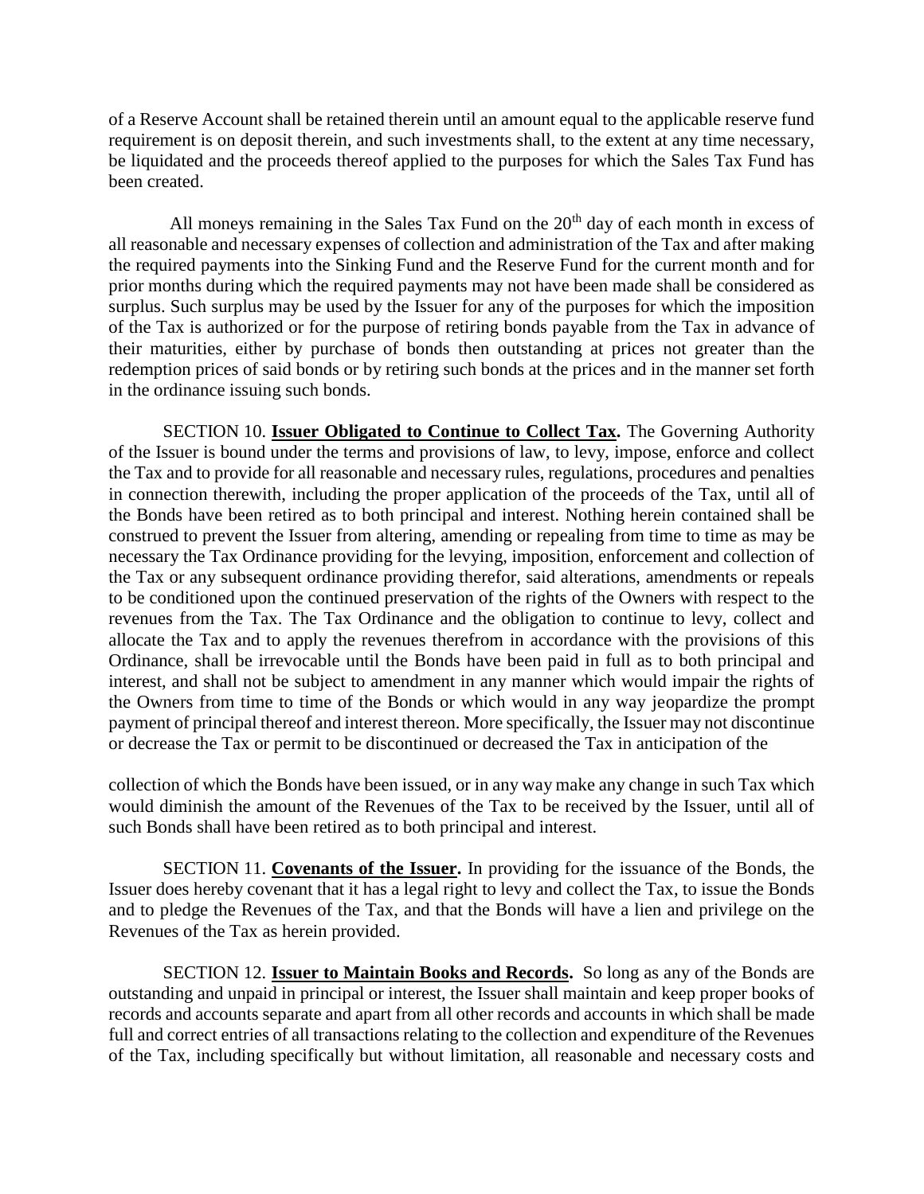of a Reserve Account shall be retained therein until an amount equal to the applicable reserve fund requirement is on deposit therein, and such investments shall, to the extent at any time necessary, be liquidated and the proceeds thereof applied to the purposes for which the Sales Tax Fund has been created.

All moneys remaining in the Sales Tax Fund on the 20th day of each month in excess of all reasonable and necessary expenses of collection and administration of the Tax and after making the required payments into the Sinking Fund and the Reserve Fund for the current month and for prior months during which the required payments may not have been made shall be considered as surplus. Such surplus may be used by the Issuer for any of the purposes for which the imposition of the Tax is authorized or for the purpose of retiring bonds payable from the Tax in advance of their maturities, either by purchase of bonds then outstanding at prices not greater than the redemption prices of said bonds or by retiring such bonds at the prices and in the manner set forth in the ordinance issuing such bonds.

SECTION 10. **Issuer Obligated to Continue to Collect Tax.** The Governing Authority of the Issuer is bound under the terms and provisions of law, to levy, impose, enforce and collect the Tax and to provide for all reasonable and necessary rules, regulations, procedures and penalties in connection therewith, including the proper application of the proceeds of the Tax, until all of the Bonds have been retired as to both principal and interest. Nothing herein contained shall be construed to prevent the Issuer from altering, amending or repealing from time to time as may be necessary the Tax Ordinance providing for the levying, imposition, enforcement and collection of the Tax or any subsequent ordinance providing therefor, said alterations, amendments or repeals to be conditioned upon the continued preservation of the rights of the Owners with respect to the revenues from the Tax. The Tax Ordinance and the obligation to continue to levy, collect and allocate the Tax and to apply the revenues therefrom in accordance with the provisions of this Ordinance, shall be irrevocable until the Bonds have been paid in full as to both principal and interest, and shall not be subject to amendment in any manner which would impair the rights of the Owners from time to time of the Bonds or which would in any way jeopardize the prompt payment of principal thereof and interest thereon. More specifically, the Issuer may not discontinue or decrease the Tax or permit to be discontinued or decreased the Tax in anticipation of the collection of which the Bonds have been issued, or in any way make any change in such Tax which would diminish the amount of the Revenues of the Tax to be received by the Issuer, until all of such Bonds shall have been retired as to both principal and interest.

SECTION 11. **Covenants of the Issuer.** In providing for the issuance of the Bonds, the Issuer does hereby covenant that it has a legal right to levy and collect the Tax, to issue the Bonds and to pledge the Revenues of the Tax, and that the Bonds will have a lien and privilege on the Revenues of the Tax as herein provided.

SECTION 12. **Issuer to Maintain Books and Records.** So long as any of the Bonds are outstanding and unpaid in principal or interest, the Issuer shall maintain and keep proper books of records and accounts separate and apart from all other records and accounts in which shall be made full and correct entries of all transactions relating to the collection and expenditure of the Revenues of the Tax, including specifically but without limitation, all reasonable and necessary costs and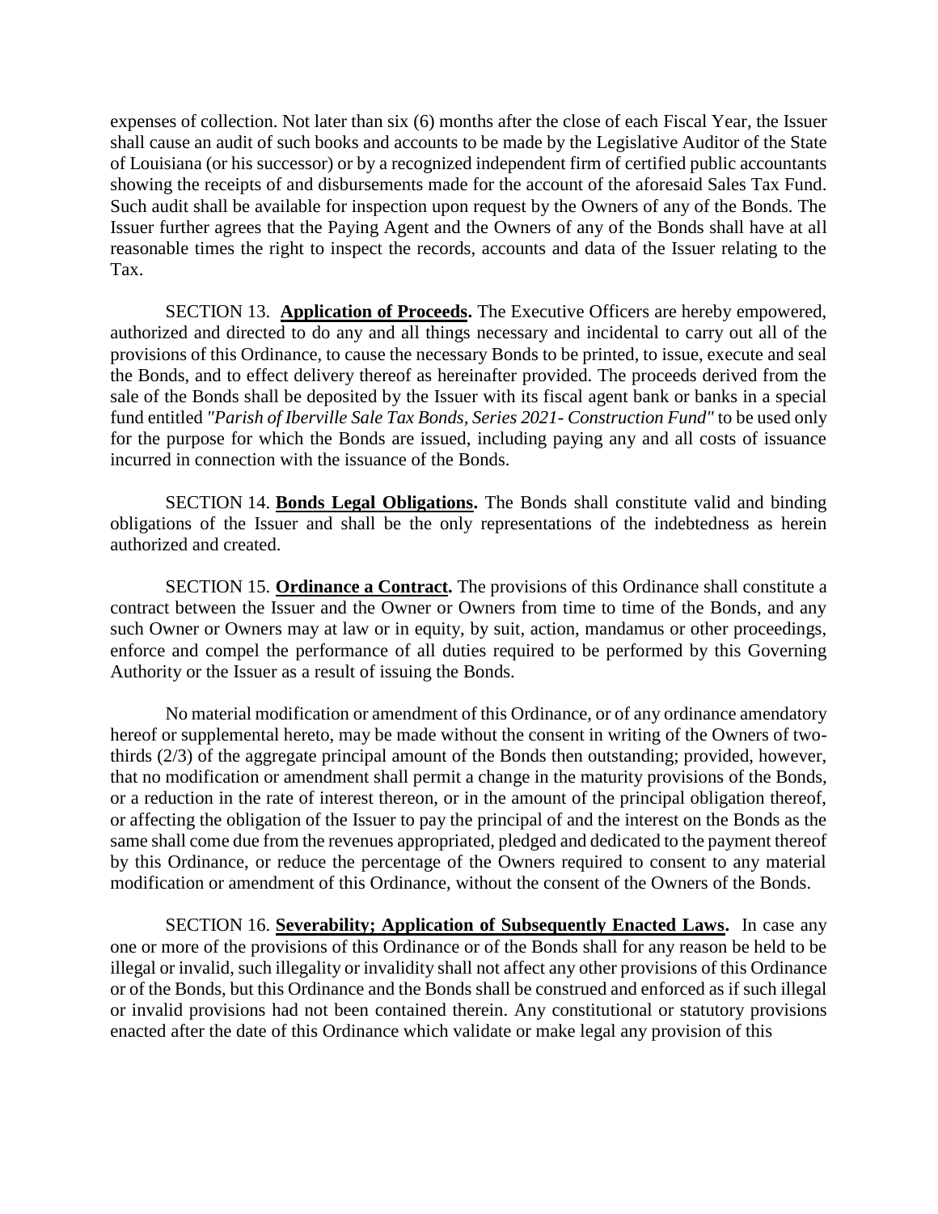expenses of collection. Not later than six (6) months after the close of each Fiscal Year, the Issuer shall cause an audit of such books and accounts to be made by the Legislative Auditor of the State of Louisiana (or his successor) or by a recognized independent firm of certified public accountants showing the receipts of and disbursements made for the account of the aforesaid Sales Tax Fund. Such audit shall be available for inspection upon request by the Owners of any of the Bonds. The Issuer further agrees that the Paying Agent and the Owners of any of the Bonds shall have at all reasonable times the right to inspect the records, accounts and data of the Issuer relating to the Tax.

SECTION 13. **Application of Proceeds.** The Executive Officers are hereby empowered, authorized and directed to do any and all things necessary and incidental to carry out all of the provisions of this Ordinance, to cause the necessary Bonds to be printed, to issue, execute and seal the Bonds, and to effect delivery thereof as hereinafter provided. The proceeds derived from the sale of the Bonds shall be deposited by the Issuer with its fiscal agent bank or banks in a special fund entitled *"Parish of Iberville Sale Tax Bonds, Series 2021- Construction Fund"* to be used only for the purpose for which the Bonds are issued, including paying any and all costs of issuance incurred in connection with the issuance of the Bonds.

SECTION 14. **Bonds Legal Obligations.** The Bonds shall constitute valid and binding obligations of the Issuer and shall be the only representations of the indebtedness as herein authorized and created.

SECTION 15. **Ordinance a Contract.** The provisions of this Ordinance shall constitute a contract between the Issuer and the Owner or Owners from time to time of the Bonds, and any such Owner or Owners may at law or in equity, by suit, action, mandamus or other proceedings, enforce and compel the performance of all duties required to be performed by this Governing Authority or the Issuer as a result of issuing the Bonds.

No material modification or amendment of this Ordinance, or of any ordinance amendatory hereof or supplemental hereto, may be made without the consent in writing of the Owners of two-thirds (2/3) of the aggregate principal amount of the Bonds then outstanding; provided, however, that no modification or amendment shall permit a change in the maturity provisions of the Bonds, or a reduction in the rate of interest thereon, or in the amount of the principal obligation thereof, or affecting the obligation of the Issuer to pay the principal of and the interest on the Bonds as the same shall come due from the revenues appropriated, pledged and dedicated to the payment thereof by this Ordinance, or reduce the percentage of the Owners required to consent to any material modification or amendment of this Ordinance, without the consent of the Owners of the Bonds.

SECTION 16. **Severability; Application of Subsequently Enacted Laws.** In case any one or more of the provisions of this Ordinance or of the Bonds shall for any reason be held to be illegal or invalid, such illegality or invalidity shall not affect any other provisions of this Ordinance or of the Bonds, but this Ordinance and the Bonds shall be construed and enforced as if such illegal or invalid provisions had not been contained therein. Any constitutional or statutory provisions enacted after the date of this Ordinance which validate or make legal any provision of this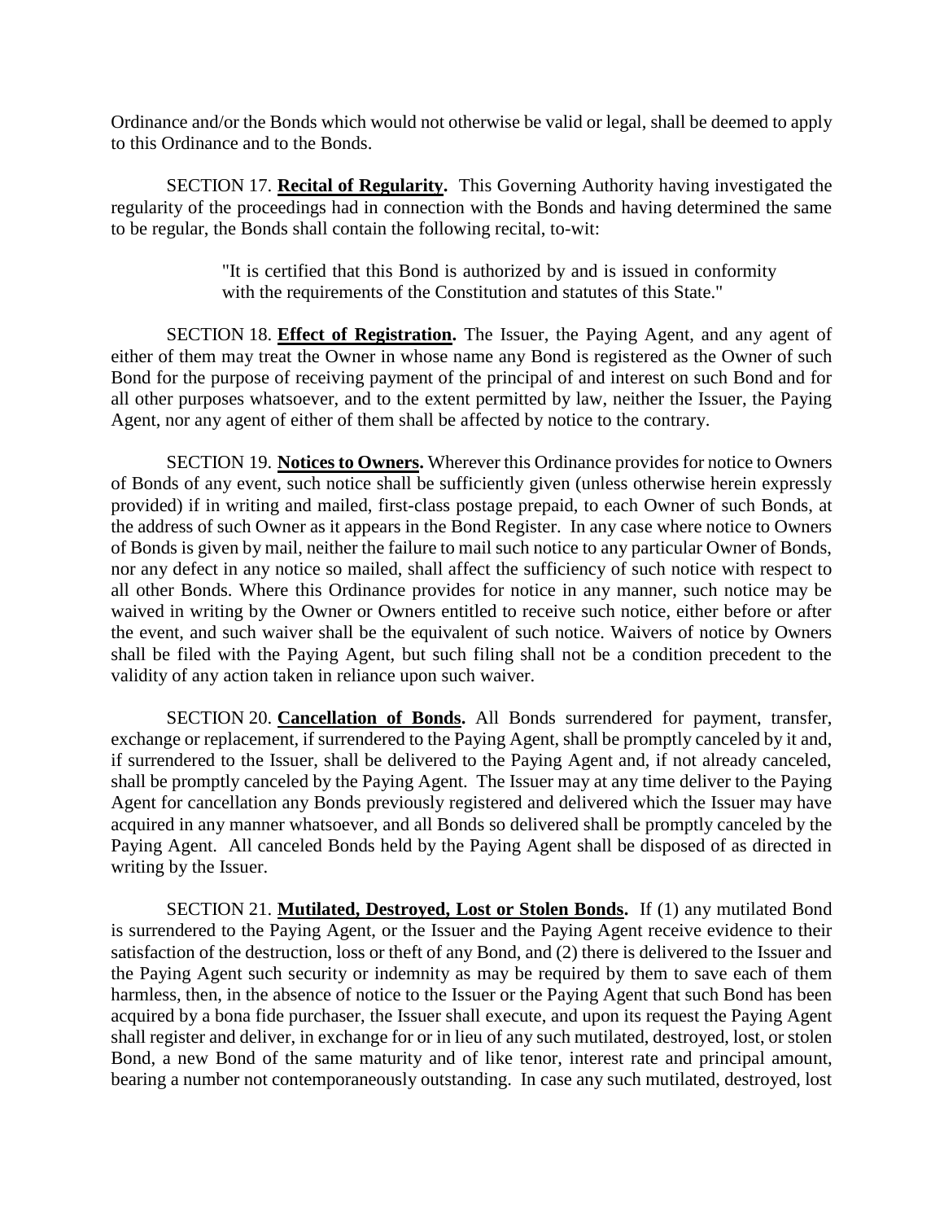Ordinance and/or the Bonds which would not otherwise be valid or legal, shall be deemed to apply to this Ordinance and to the Bonds.

SECTION 17. **Recital of Regularity.** This Governing Authority having investigated the regularity of the proceedings had in connection with the Bonds and having determined the same to be regular, the Bonds shall contain the following recital, to-wit:

> "It is certified that this Bond is authorized by and is issued in conformity with the requirements of the Constitution and statutes of this State."

SECTION 18. **Effect of Registration.** The Issuer, the Paying Agent, and any agent of either of them may treat the Owner in whose name any Bond is registered as the Owner of such Bond for the purpose of receiving payment of the principal of and interest on such Bond and for all other purposes whatsoever, and to the extent permitted by law, neither the Issuer, the Paying Agent, nor any agent of either of them shall be affected by notice to the contrary.

SECTION 19. **Notices to Owners.** Wherever this Ordinance provides for notice to Owners of Bonds of any event, such notice shall be sufficiently given (unless otherwise herein expressly provided) if in writing and mailed, first-class postage prepaid, to each Owner of such Bonds, at the address of such Owner as it appears in the Bond Register. In any case where notice to Owners of Bonds is given by mail, neither the failure to mail such notice to any particular Owner of Bonds, nor any defect in any notice so mailed, shall affect the sufficiency of such notice with respect to all other Bonds. Where this Ordinance provides for notice in any manner, such notice may be waived in writing by the Owner or Owners entitled to receive such notice, either before or after the event, and such waiver shall be the equivalent of such notice. Waivers of notice by Owners shall be filed with the Paying Agent, but such filing shall not be a condition precedent to the validity of any action taken in reliance upon such waiver.

SECTION 20. **Cancellation of Bonds.** All Bonds surrendered for payment, transfer, exchange or replacement, if surrendered to the Paying Agent, shall be promptly canceled by it and, if surrendered to the Issuer, shall be delivered to the Paying Agent and, if not already canceled, shall be promptly canceled by the Paying Agent. The Issuer may at any time deliver to the Paying Agent for cancellation any Bonds previously registered and delivered which the Issuer may have acquired in any manner whatsoever, and all Bonds so delivered shall be promptly canceled by the Paying Agent. All canceled Bonds held by the Paying Agent shall be disposed of as directed in writing by the Issuer.

SECTION 21. **Mutilated, Destroyed, Lost or Stolen Bonds.** If (1) any mutilated Bond is surrendered to the Paying Agent, or the Issuer and the Paying Agent receive evidence to their satisfaction of the destruction, loss or theft of any Bond, and (2) there is delivered to the Issuer and the Paying Agent such security or indemnity as may be required by them to save each of them harmless, then, in the absence of notice to the Issuer or the Paying Agent that such Bond has been acquired by a bona fide purchaser, the Issuer shall execute, and upon its request the Paying Agent shall register and deliver, in exchange for or in lieu of any such mutilated, destroyed, lost, or stolen Bond, a new Bond of the same maturity and of like tenor, interest rate and principal amount, bearing a number not contemporaneously outstanding. In case any such mutilated, destroyed, lost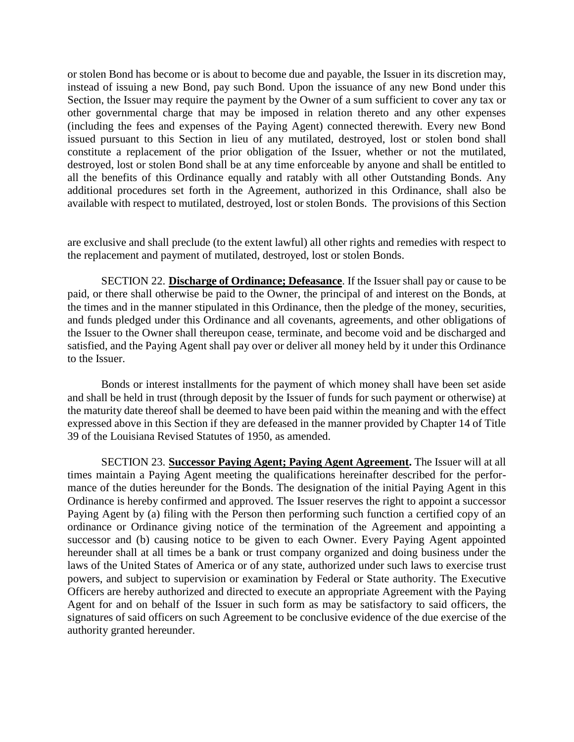or stolen Bond has become or is about to become due and payable, the Issuer in its discretion may, instead of issuing a new Bond, pay such Bond. Upon the issuance of any new Bond under this Section, the Issuer may require the payment by the Owner of a sum sufficient to cover any tax or other governmental charge that may be imposed in relation thereto and any other expenses (including the fees and expenses of the Paying Agent) connected therewith. Every new Bond issued pursuant to this Section in lieu of any mutilated, destroyed, lost or stolen bond shall constitute a replacement of the prior obligation of the Issuer, whether or not the mutilated, destroyed, lost or stolen Bond shall be at any time enforceable by anyone and shall be entitled to all the benefits of this Ordinance equally and ratably with all other Outstanding Bonds. Any additional procedures set forth in the Agreement, authorized in this Ordinance, shall also be available with respect to mutilated, destroyed, lost or stolen Bonds. The provisions of this Section are exclusive and shall preclude (to the extent lawful) all other rights and remedies with respect to the replacement and payment of mutilated, destroyed, lost or stolen Bonds.

SECTION 22. **Discharge of Ordinance; Defeasance**. If the Issuer shall pay or cause to be paid, or there shall otherwise be paid to the Owner, the principal of and interest on the Bonds, at the times and in the manner stipulated in this Ordinance, then the pledge of the money, securities, and funds pledged under this Ordinance and all covenants, agreements, and other obligations of the Issuer to the Owner shall thereupon cease, terminate, and become void and be discharged and satisfied, and the Paying Agent shall pay over or deliver all money held by it under this Ordinance to the Issuer.

Bonds or interest installments for the payment of which money shall have been set aside and shall be held in trust (through deposit by the Issuer of funds for such payment or otherwise) at the maturity date thereof shall be deemed to have been paid within the meaning and with the effect expressed above in this Section if they are defeased in the manner provided by Chapter 14 of Title 39 of the Louisiana Revised Statutes of 1950, as amended.

SECTION 23. **Successor Paying Agent; Paying Agent Agreement.** The Issuer will at all times maintain a Paying Agent meeting the qualifications hereinafter described for the performance of the duties hereunder for the Bonds. The designation of the initial Paying Agent in this Ordinance is hereby confirmed and approved. The Issuer reserves the right to appoint a successor Paying Agent by (a) filing with the Person then performing such function a certified copy of an ordinance or Ordinance giving notice of the termination of the Agreement and appointing a successor and (b) causing notice to be given to each Owner. Every Paying Agent appointed hereunder shall at all times be a bank or trust company organized and doing business under the laws of the United States of America or of any state, authorized under such laws to exercise trust powers, and subject to supervision or examination by Federal or State authority. The Executive Officers are hereby authorized and directed to execute an appropriate Agreement with the Paying Agent for and on behalf of the Issuer in such form as may be satisfactory to said officers, the signatures of said officers on such Agreement to be conclusive evidence of the due exercise of the authority granted hereunder.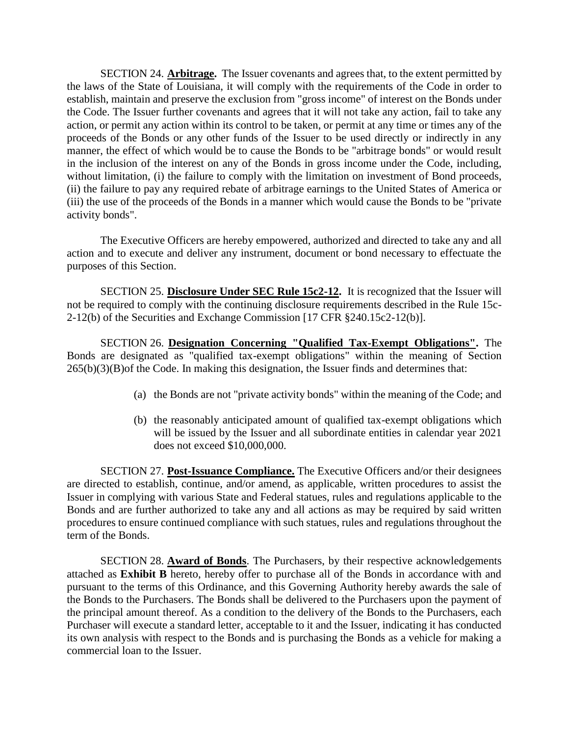SECTION 24. **Arbitrage.** The Issuer covenants and agrees that, to the extent permitted by the laws of the State of Louisiana, it will comply with the requirements of the Code in order to establish, maintain and preserve the exclusion from "gross income" of interest on the Bonds under the Code. The Issuer further covenants and agrees that it will not take any action, fail to take any action, or permit any action within its control to be taken, or permit at any time or times any of the proceeds of the Bonds or any other funds of the Issuer to be used directly or indirectly in any manner, the effect of which would be to cause the Bonds to be "arbitrage bonds" or would result in the inclusion of the interest on any of the Bonds in gross income under the Code, including, without limitation, (i) the failure to comply with the limitation on investment of Bond proceeds, (ii) the failure to pay any required rebate of arbitrage earnings to the United States of America or (iii) the use of the proceeds of the Bonds in a manner which would cause the Bonds to be "private activity bonds".

The Executive Officers are hereby empowered, authorized and directed to take any and all action and to execute and deliver any instrument, document or bond necessary to effectuate the purposes of this Section.

SECTION 25. **Disclosure Under SEC Rule 15c2-12.** It is recognized that the Issuer will not be required to comply with the continuing disclosure requirements described in the Rule 15c-2-12(b) of the Securities and Exchange Commission [17 CFR §240.15c2-12(b)].

SECTION 26. **Designation Concerning "Qualified Tax-Exempt Obligations".** The Bonds are designated as "qualified tax-exempt obligations" within the meaning of Section 265(b)(3)(B)of the Code. In making this designation, the Issuer finds and determines that:

(a) the Bonds are not "private activity bonds" within the meaning of the Code; and

(b) the reasonably anticipated amount of qualified tax-exempt obligations which will be issued by the Issuer and all subordinate entities in calendar year 2021 does not exceed $10,000,000.

SECTION 27. **Post-Issuance Compliance.** The Executive Officers and/or their designees are directed to establish, continue, and/or amend, as applicable, written procedures to assist the Issuer in complying with various State and Federal statues, rules and regulations applicable to the Bonds and are further authorized to take any and all actions as may be required by said written procedures to ensure continued compliance with such statues, rules and regulations throughout the term of the Bonds.

SECTION 28. **Award of Bonds**. The Purchasers, by their respective acknowledgements attached as **Exhibit B** hereto, hereby offer to purchase all of the Bonds in accordance with and pursuant to the terms of this Ordinance, and this Governing Authority hereby awards the sale of the Bonds to the Purchasers. The Bonds shall be delivered to the Purchasers upon the payment of the principal amount thereof. As a condition to the delivery of the Bonds to the Purchasers, each Purchaser will execute a standard letter, acceptable to it and the Issuer, indicating it has conducted its own analysis with respect to the Bonds and is purchasing the Bonds as a vehicle for making a commercial loan to the Issuer.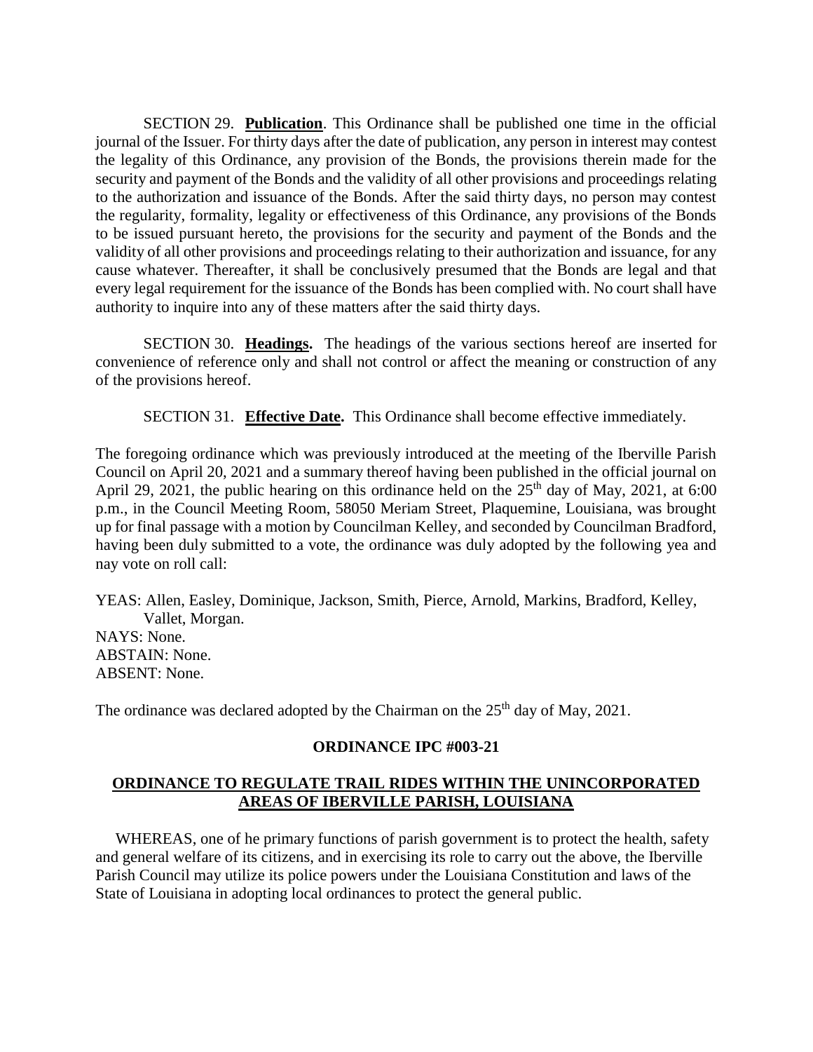SECTION 29. **Publication**. This Ordinance shall be published one time in the official journal of the Issuer. For thirty days after the date of publication, any person in interest may contest the legality of this Ordinance, any provision of the Bonds, the provisions therein made for the security and payment of the Bonds and the validity of all other provisions and proceedings relating to the authorization and issuance of the Bonds. After the said thirty days, no person may contest the regularity, formality, legality or effectiveness of this Ordinance, any provisions of the Bonds to be issued pursuant hereto, the provisions for the security and payment of the Bonds and the validity of all other provisions and proceedings relating to their authorization and issuance, for any cause whatever. Thereafter, it shall be conclusively presumed that the Bonds are legal and that every legal requirement for the issuance of the Bonds has been complied with. No court shall have authority to inquire into any of these matters after the said thirty days.

SECTION 30. **Headings.** The headings of the various sections hereof are inserted for convenience of reference only and shall not control or affect the meaning or construction of any of the provisions hereof.

SECTION 31. **Effective Date.** This Ordinance shall become effective immediately.

The foregoing ordinance which was previously introduced at the meeting of the Iberville Parish Council on April 20, 2021 and a summary thereof having been published in the official journal on April 29, 2021, the public hearing on this ordinance held on the 25th day of May, 2021, at 6:00 p.m., in the Council Meeting Room, 58050 Meriam Street, Plaquemine, Louisiana, was brought up for final passage with a motion by Councilman Kelley, and seconded by Councilman Bradford, having been duly submitted to a vote, the ordinance was duly adopted by the following yea and nay vote on roll call:

YEAS: Allen, Easley, Dominique, Jackson, Smith, Pierce, Arnold, Markins, Bradford, Kelley, Vallet, Morgan.
NAYS: None.
ABSTAIN: None.
ABSENT: None.

The ordinance was declared adopted by the Chairman on the 25th day of May, 2021.

**ORDINANCE IPC #003-21**

**ORDINANCE TO REGULATE TRAIL RIDES WITHIN THE UNINCORPORATED AREAS OF IBERVILLE PARISH, LOUISIANA**

WHEREAS, one of he primary functions of parish government is to protect the health, safety and general welfare of its citizens, and in exercising its role to carry out the above, the Iberville Parish Council may utilize its police powers under the Louisiana Constitution and laws of the State of Louisiana in adopting local ordinances to protect the general public.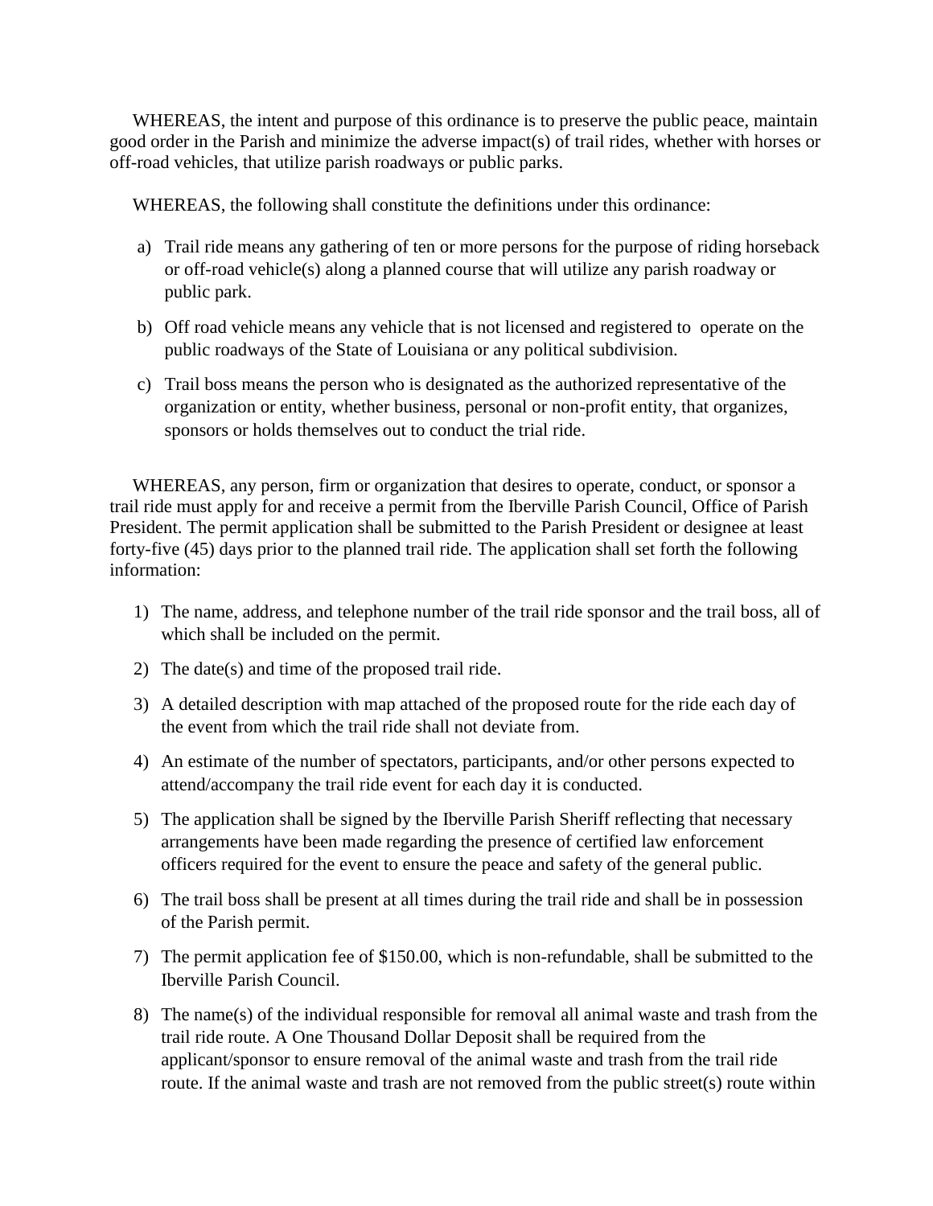WHEREAS, the intent and purpose of this ordinance is to preserve the public peace, maintain good order in the Parish and minimize the adverse impact(s) of trail rides, whether with horses or off-road vehicles, that utilize parish roadways or public parks.

WHEREAS, the following shall constitute the definitions under this ordinance:

a) Trail ride means any gathering of ten or more persons for the purpose of riding horseback or off-road vehicle(s) along a planned course that will utilize any parish roadway or public park.

b) Off road vehicle means any vehicle that is not licensed and registered to operate on the public roadways of the State of Louisiana or any political subdivision.

c) Trail boss means the person who is designated as the authorized representative of the organization or entity, whether business, personal or non-profit entity, that organizes, sponsors or holds themselves out to conduct the trial ride.

WHEREAS, any person, firm or organization that desires to operate, conduct, or sponsor a trail ride must apply for and receive a permit from the Iberville Parish Council, Office of Parish President. The permit application shall be submitted to the Parish President or designee at least forty-five (45) days prior to the planned trail ride. The application shall set forth the following information:

1) The name, address, and telephone number of the trail ride sponsor and the trail boss, all of which shall be included on the permit.

2) The date(s) and time of the proposed trail ride.

3) A detailed description with map attached of the proposed route for the ride each day of the event from which the trail ride shall not deviate from.

4) An estimate of the number of spectators, participants, and/or other persons expected to attend/accompany the trail ride event for each day it is conducted.

5) The application shall be signed by the Iberville Parish Sheriff reflecting that necessary arrangements have been made regarding the presence of certified law enforcement officers required for the event to ensure the peace and safety of the general public.

6) The trail boss shall be present at all times during the trail ride and shall be in possession of the Parish permit.

7) The permit application fee of $150.00, which is non-refundable, shall be submitted to the Iberville Parish Council.

8) The name(s) of the individual responsible for removal all animal waste and trash from the trail ride route. A One Thousand Dollar Deposit shall be required from the applicant/sponsor to ensure removal of the animal waste and trash from the trail ride route. If the animal waste and trash are not removed from the public street(s) route within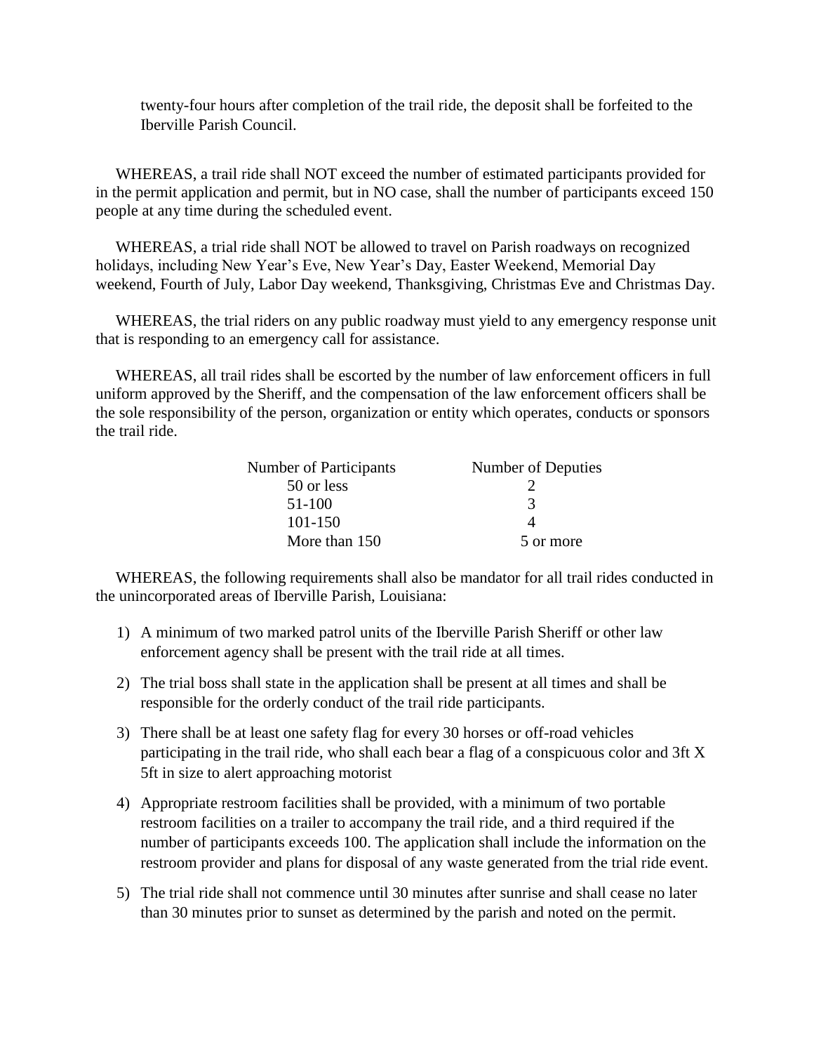twenty-four hours after completion of the trail ride, the deposit shall be forfeited to the Iberville Parish Council.

WHEREAS, a trail ride shall NOT exceed the number of estimated participants provided for in the permit application and permit, but in NO case, shall the number of participants exceed 150 people at any time during the scheduled event.

WHEREAS, a trial ride shall NOT be allowed to travel on Parish roadways on recognized holidays, including New Year's Eve, New Year's Day, Easter Weekend, Memorial Day weekend, Fourth of July, Labor Day weekend, Thanksgiving, Christmas Eve and Christmas Day.

WHEREAS, the trial riders on any public roadway must yield to any emergency response unit that is responding to an emergency call for assistance.

WHEREAS, all trail rides shall be escorted by the number of law enforcement officers in full uniform approved by the Sheriff, and the compensation of the law enforcement officers shall be the sole responsibility of the person, organization or entity which operates, conducts or sponsors the trail ride.

| Number of Participants | Number of Deputies |
|---|---|
| 50 or less | 2 |
| 51-100 | 3 |
| 101-150 | 4 |
| More than 150 | 5 or more |

WHEREAS, the following requirements shall also be mandator for all trail rides conducted in the unincorporated areas of Iberville Parish, Louisiana:

1) A minimum of two marked patrol units of the Iberville Parish Sheriff or other law enforcement agency shall be present with the trail ride at all times.
2) The trial boss shall state in the application shall be present at all times and shall be responsible for the orderly conduct of the trail ride participants.
3) There shall be at least one safety flag for every 30 horses or off-road vehicles participating in the trail ride, who shall each bear a flag of a conspicuous color and 3ft X 5ft in size to alert approaching motorist
4) Appropriate restroom facilities shall be provided, with a minimum of two portable restroom facilities on a trailer to accompany the trail ride, and a third required if the number of participants exceeds 100. The application shall include the information on the restroom provider and plans for disposal of any waste generated from the trial ride event.
5) The trial ride shall not commence until 30 minutes after sunrise and shall cease no later than 30 minutes prior to sunset as determined by the parish and noted on the permit.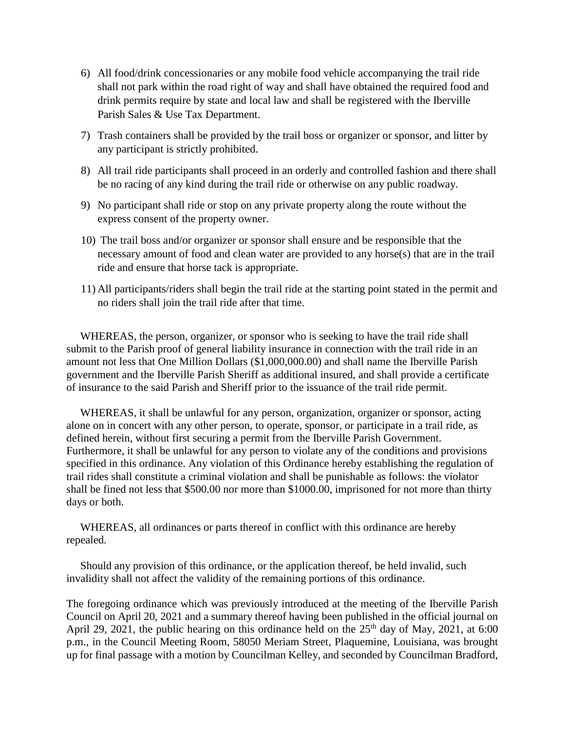6) All food/drink concessionaries or any mobile food vehicle accompanying the trail ride shall not park within the road right of way and shall have obtained the required food and drink permits require by state and local law and shall be registered with the Iberville Parish Sales & Use Tax Department.

7) Trash containers shall be provided by the trail boss or organizer or sponsor, and litter by any participant is strictly prohibited.

8) All trail ride participants shall proceed in an orderly and controlled fashion and there shall be no racing of any kind during the trail ride or otherwise on any public roadway.

9) No participant shall ride or stop on any private property along the route without the express consent of the property owner.

10) The trail boss and/or organizer or sponsor shall ensure and be responsible that the necessary amount of food and clean water are provided to any horse(s) that are in the trail ride and ensure that horse tack is appropriate.

11) All participants/riders shall begin the trail ride at the starting point stated in the permit and no riders shall join the trail ride after that time.

WHEREAS, the person, organizer, or sponsor who is seeking to have the trail ride shall submit to the Parish proof of general liability insurance in connection with the trail ride in an amount not less that One Million Dollars ($1,000,000.00) and shall name the Iberville Parish government and the Iberville Parish Sheriff as additional insured, and shall provide a certificate of insurance to the said Parish and Sheriff prior to the issuance of the trail ride permit.

WHEREAS, it shall be unlawful for any person, organization, organizer or sponsor, acting alone on in concert with any other person, to operate, sponsor, or participate in a trail ride, as defined herein, without first securing a permit from the Iberville Parish Government. Furthermore, it shall be unlawful for any person to violate any of the conditions and provisions specified in this ordinance. Any violation of this Ordinance hereby establishing the regulation of trail rides shall constitute a criminal violation and shall be punishable as follows: the violator shall be fined not less that $500.00 nor more than $1000.00, imprisoned for not more than thirty days or both.

WHEREAS, all ordinances or parts thereof in conflict with this ordinance are hereby repealed.

Should any provision of this ordinance, or the application thereof, be held invalid, such invalidity shall not affect the validity of the remaining portions of this ordinance.

The foregoing ordinance which was previously introduced at the meeting of the Iberville Parish Council on April 20, 2021 and a summary thereof having been published in the official journal on April 29, 2021, the public hearing on this ordinance held on the 25th day of May, 2021, at 6:00 p.m., in the Council Meeting Room, 58050 Meriam Street, Plaquemine, Louisiana, was brought up for final passage with a motion by Councilman Kelley, and seconded by Councilman Bradford,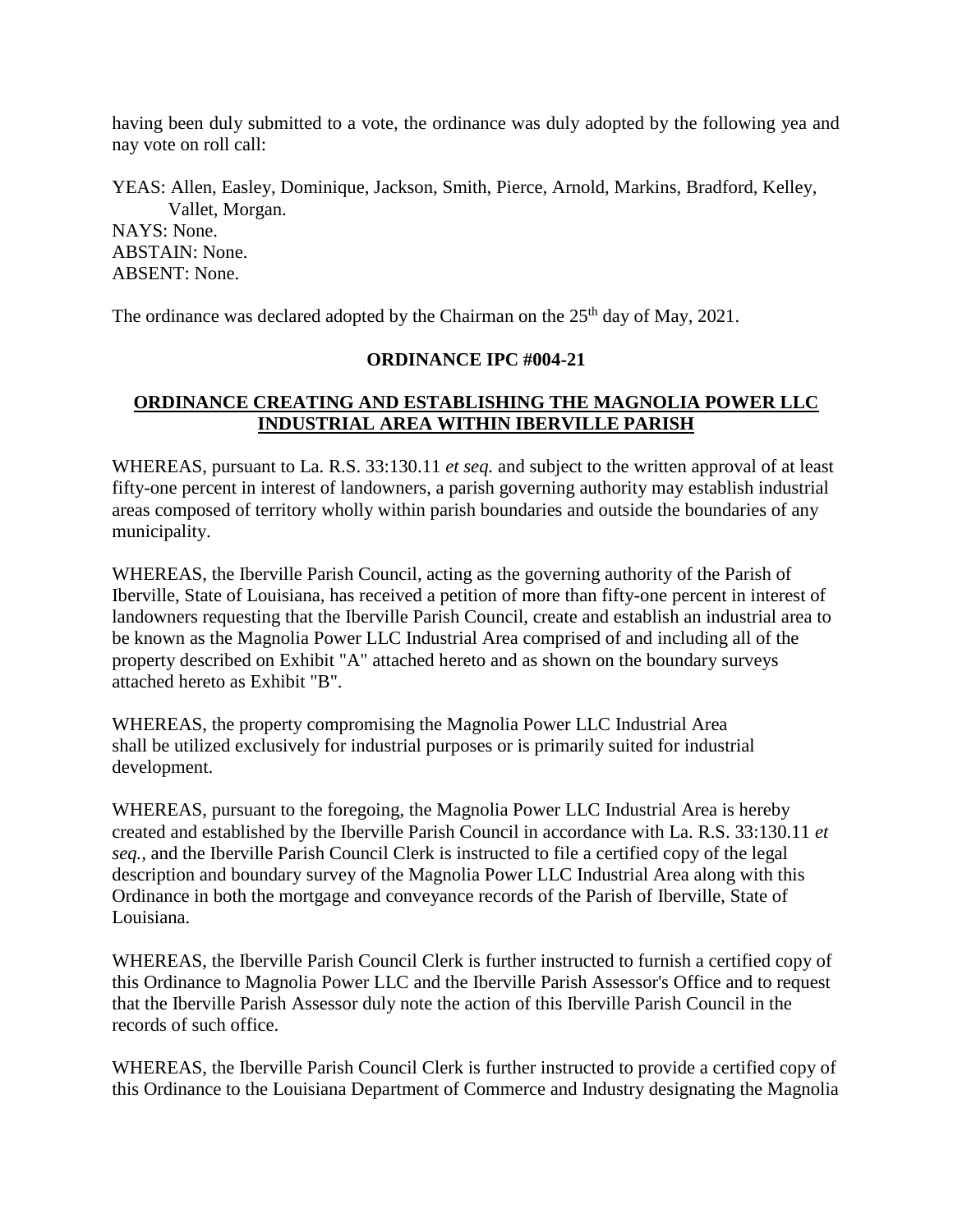having been duly submitted to a vote, the ordinance was duly adopted by the following yea and nay vote on roll call:

YEAS: Allen, Easley, Dominique, Jackson, Smith, Pierce, Arnold, Markins, Bradford, Kelley, Vallet, Morgan.
NAYS: None.
ABSTAIN: None.
ABSENT: None.

The ordinance was declared adopted by the Chairman on the 25th day of May, 2021.

**ORDINANCE IPC #004-21**

**ORDINANCE CREATING AND ESTABLISHING THE MAGNOLIA POWER LLC INDUSTRIAL AREA WITHIN IBERVILLE PARISH**

WHEREAS, pursuant to La. R.S. 33:130.11 *et seq.* and subject to the written approval of at least fifty-one percent in interest of landowners, a parish governing authority may establish industrial areas composed of territory wholly within parish boundaries and outside the boundaries of any municipality.

WHEREAS, the Iberville Parish Council, acting as the governing authority of the Parish of Iberville, State of Louisiana, has received a petition of more than fifty-one percent in interest of landowners requesting that the Iberville Parish Council, create and establish an industrial area to be known as the Magnolia Power LLC Industrial Area comprised of and including all of the property described on Exhibit "A" attached hereto and as shown on the boundary surveys attached hereto as Exhibit "B".

WHEREAS, the property compromising the Magnolia Power LLC Industrial Area shall be utilized exclusively for industrial purposes or is primarily suited for industrial development.

WHEREAS, pursuant to the foregoing, the Magnolia Power LLC Industrial Area is hereby created and established by the Iberville Parish Council in accordance with La. R.S. 33:130.11 *et seq.,* and the Iberville Parish Council Clerk is instructed to file a certified copy of the legal description and boundary survey of the Magnolia Power LLC Industrial Area along with this Ordinance in both the mortgage and conveyance records of the Parish of Iberville, State of Louisiana.

WHEREAS, the Iberville Parish Council Clerk is further instructed to furnish a certified copy of this Ordinance to Magnolia Power LLC and the Iberville Parish Assessor's Office and to request that the Iberville Parish Assessor duly note the action of this Iberville Parish Council in the records of such office.

WHEREAS, the Iberville Parish Council Clerk is further instructed to provide a certified copy of this Ordinance to the Louisiana Department of Commerce and Industry designating the Magnolia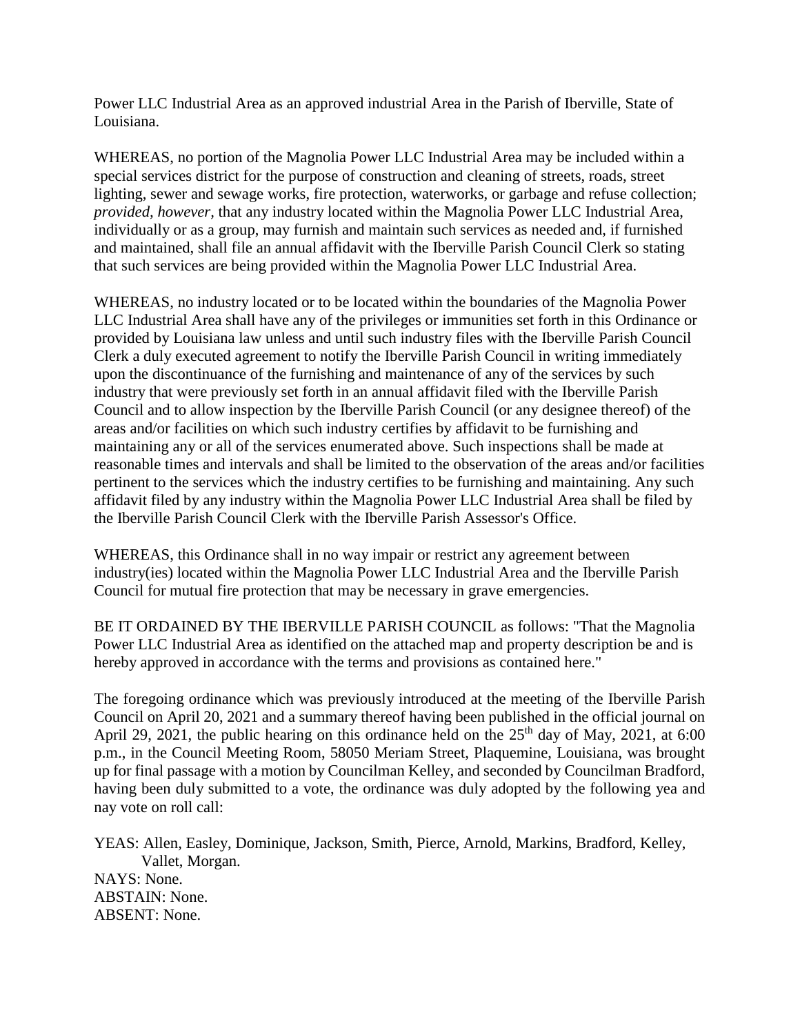Power LLC Industrial Area as an approved industrial Area in the Parish of Iberville, State of Louisiana.

WHEREAS, no portion of the Magnolia Power LLC Industrial Area may be included within a special services district for the purpose of construction and cleaning of streets, roads, street lighting, sewer and sewage works, fire protection, waterworks, or garbage and refuse collection; *provided, however,* that any industry located within the Magnolia Power LLC Industrial Area, individually or as a group, may furnish and maintain such services as needed and, if furnished and maintained, shall file an annual affidavit with the Iberville Parish Council Clerk so stating that such services are being provided within the Magnolia Power LLC Industrial Area.

WHEREAS, no industry located or to be located within the boundaries of the Magnolia Power LLC Industrial Area shall have any of the privileges or immunities set forth in this Ordinance or provided by Louisiana law unless and until such industry files with the Iberville Parish Council Clerk a duly executed agreement to notify the Iberville Parish Council in writing immediately upon the discontinuance of the furnishing and maintenance of any of the services by such industry that were previously set forth in an annual affidavit filed with the Iberville Parish Council and to allow inspection by the Iberville Parish Council (or any designee thereof) of the areas and/or facilities on which such industry certifies by affidavit to be furnishing and maintaining any or all of the services enumerated above. Such inspections shall be made at reasonable times and intervals and shall be limited to the observation of the areas and/or facilities pertinent to the services which the industry certifies to be furnishing and maintaining. Any such affidavit filed by any industry within the Magnolia Power LLC Industrial Area shall be filed by the Iberville Parish Council Clerk with the Iberville Parish Assessor's Office.

WHEREAS, this Ordinance shall in no way impair or restrict any agreement between industry(ies) located within the Magnolia Power LLC Industrial Area and the Iberville Parish Council for mutual fire protection that may be necessary in grave emergencies.

BE IT ORDAINED BY THE IBERVILLE PARISH COUNCIL as follows: "That the Magnolia Power LLC Industrial Area as identified on the attached map and property description be and is hereby approved in accordance with the terms and provisions as contained here."

The foregoing ordinance which was previously introduced at the meeting of the Iberville Parish Council on April 20, 2021 and a summary thereof having been published in the official journal on April 29, 2021, the public hearing on this ordinance held on the 25th day of May, 2021, at 6:00 p.m., in the Council Meeting Room, 58050 Meriam Street, Plaquemine, Louisiana, was brought up for final passage with a motion by Councilman Kelley, and seconded by Councilman Bradford, having been duly submitted to a vote, the ordinance was duly adopted by the following yea and nay vote on roll call:

YEAS: Allen, Easley, Dominique, Jackson, Smith, Pierce, Arnold, Markins, Bradford, Kelley, Vallet, Morgan.
NAYS: None.
ABSTAIN: None.
ABSENT: None.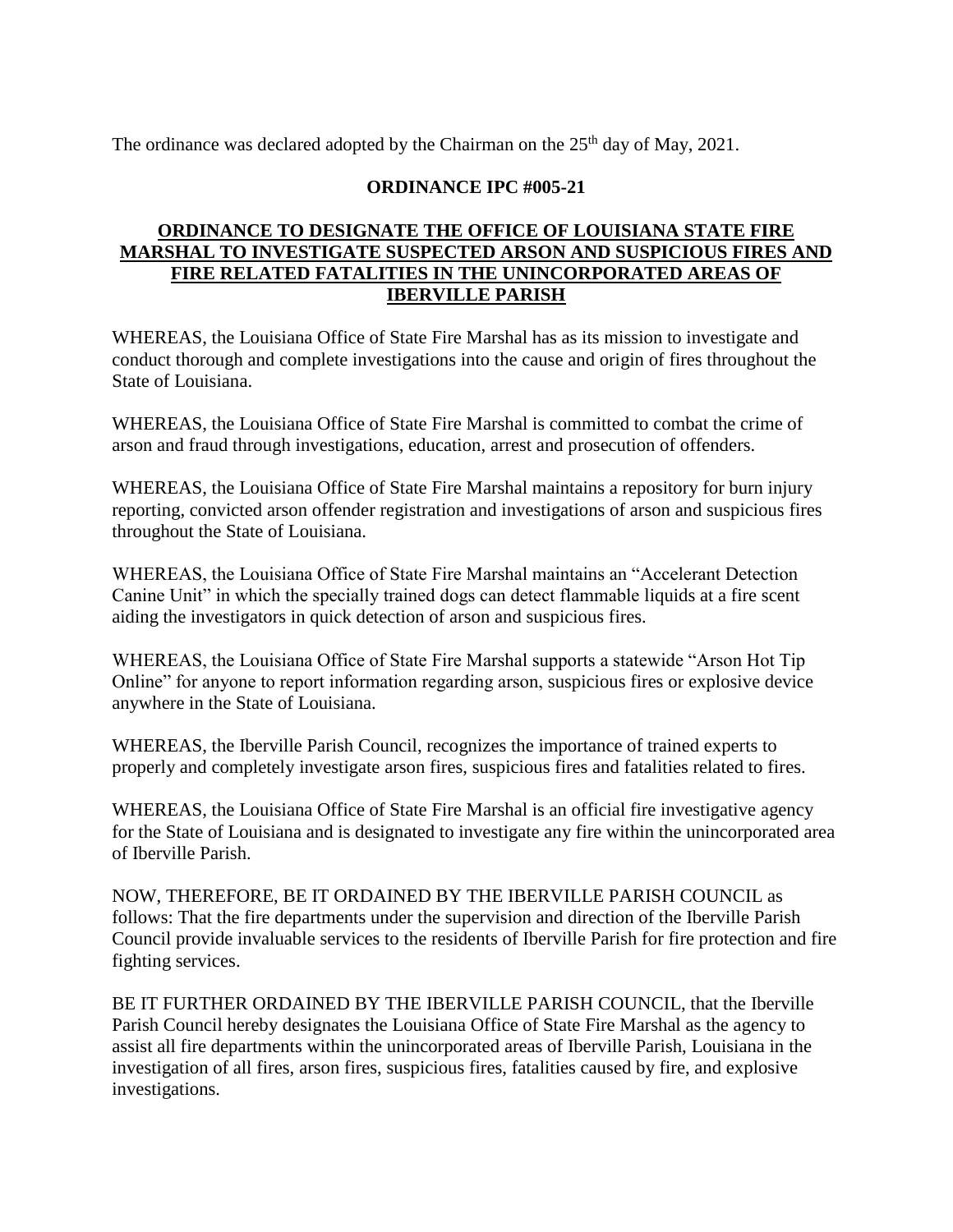The ordinance was declared adopted by the Chairman on the 25th day of May, 2021.

**ORDINANCE IPC #005-21**

**ORDINANCE TO DESIGNATE THE OFFICE OF LOUISIANA STATE FIRE MARSHAL TO INVESTIGATE SUSPECTED ARSON AND SUSPICIOUS FIRES AND FIRE RELATED FATALITIES IN THE UNINCORPORATED AREAS OF IBERVILLE PARISH**

WHEREAS, the Louisiana Office of State Fire Marshal has as its mission to investigate and conduct thorough and complete investigations into the cause and origin of fires throughout the State of Louisiana.

WHEREAS, the Louisiana Office of State Fire Marshal is committed to combat the crime of arson and fraud through investigations, education, arrest and prosecution of offenders.

WHEREAS, the Louisiana Office of State Fire Marshal maintains a repository for burn injury reporting, convicted arson offender registration and investigations of arson and suspicious fires throughout the State of Louisiana.

WHEREAS, the Louisiana Office of State Fire Marshal maintains an "Accelerant Detection Canine Unit" in which the specially trained dogs can detect flammable liquids at a fire scent aiding the investigators in quick detection of arson and suspicious fires.

WHEREAS, the Louisiana Office of State Fire Marshal supports a statewide "Arson Hot Tip Online" for anyone to report information regarding arson, suspicious fires or explosive device anywhere in the State of Louisiana.

WHEREAS, the Iberville Parish Council, recognizes the importance of trained experts to properly and completely investigate arson fires, suspicious fires and fatalities related to fires.

WHEREAS, the Louisiana Office of State Fire Marshal is an official fire investigative agency for the State of Louisiana and is designated to investigate any fire within the unincorporated area of Iberville Parish.

NOW, THEREFORE, BE IT ORDAINED BY THE IBERVILLE PARISH COUNCIL as follows: That the fire departments under the supervision and direction of the Iberville Parish Council provide invaluable services to the residents of Iberville Parish for fire protection and fire fighting services.

BE IT FURTHER ORDAINED BY THE IBERVILLE PARISH COUNCIL, that the Iberville Parish Council hereby designates the Louisiana Office of State Fire Marshal as the agency to assist all fire departments within the unincorporated areas of Iberville Parish, Louisiana in the investigation of all fires, arson fires, suspicious fires, fatalities caused by fire, and explosive investigations.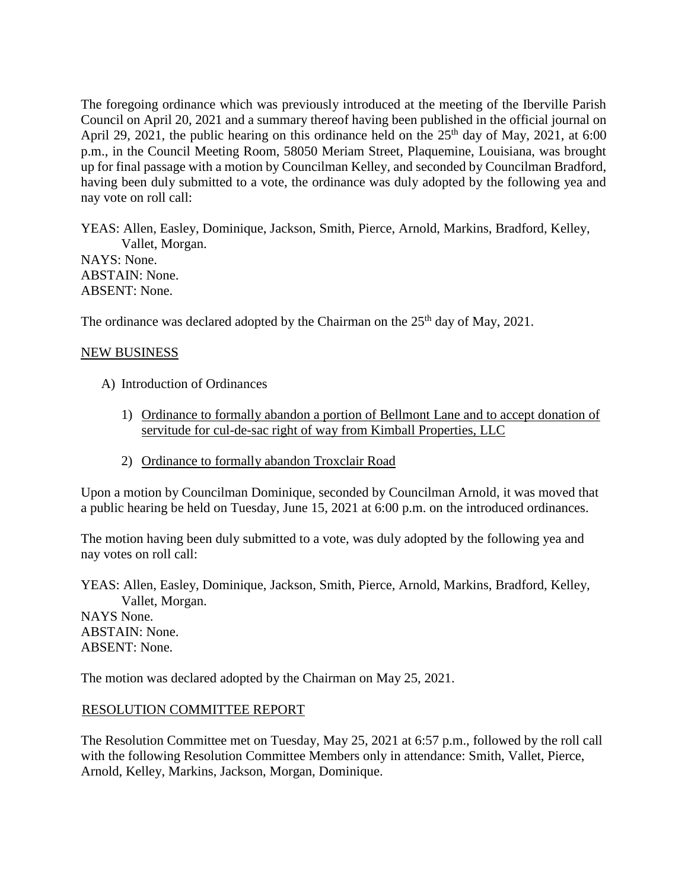The foregoing ordinance which was previously introduced at the meeting of the Iberville Parish Council on April 20, 2021 and a summary thereof having been published in the official journal on April 29, 2021, the public hearing on this ordinance held on the 25th day of May, 2021, at 6:00 p.m., in the Council Meeting Room, 58050 Meriam Street, Plaquemine, Louisiana, was brought up for final passage with a motion by Councilman Kelley, and seconded by Councilman Bradford, having been duly submitted to a vote, the ordinance was duly adopted by the following yea and nay vote on roll call:

YEAS: Allen, Easley, Dominique, Jackson, Smith, Pierce, Arnold, Markins, Bradford, Kelley, Vallet, Morgan.
NAYS: None.
ABSTAIN: None.
ABSENT: None.

The ordinance was declared adopted by the Chairman on the 25th day of May, 2021.

NEW BUSINESS

A) Introduction of Ordinances

1) Ordinance to formally abandon a portion of Bellmont Lane and to accept donation of servitude for cul-de-sac right of way from Kimball Properties, LLC

2) Ordinance to formally abandon Troxclair Road

Upon a motion by Councilman Dominique, seconded by Councilman Arnold, it was moved that a public hearing be held on Tuesday, June 15, 2021 at 6:00 p.m. on the introduced ordinances.

The motion having been duly submitted to a vote, was duly adopted by the following yea and nay votes on roll call:

YEAS: Allen, Easley, Dominique, Jackson, Smith, Pierce, Arnold, Markins, Bradford, Kelley, Vallet, Morgan.
NAYS None.
ABSTAIN: None.
ABSENT: None.

The motion was declared adopted by the Chairman on May 25, 2021.

RESOLUTION COMMITTEE REPORT

The Resolution Committee met on Tuesday, May 25, 2021 at 6:57 p.m., followed by the roll call with the following Resolution Committee Members only in attendance: Smith, Vallet, Pierce, Arnold, Kelley, Markins, Jackson, Morgan, Dominique.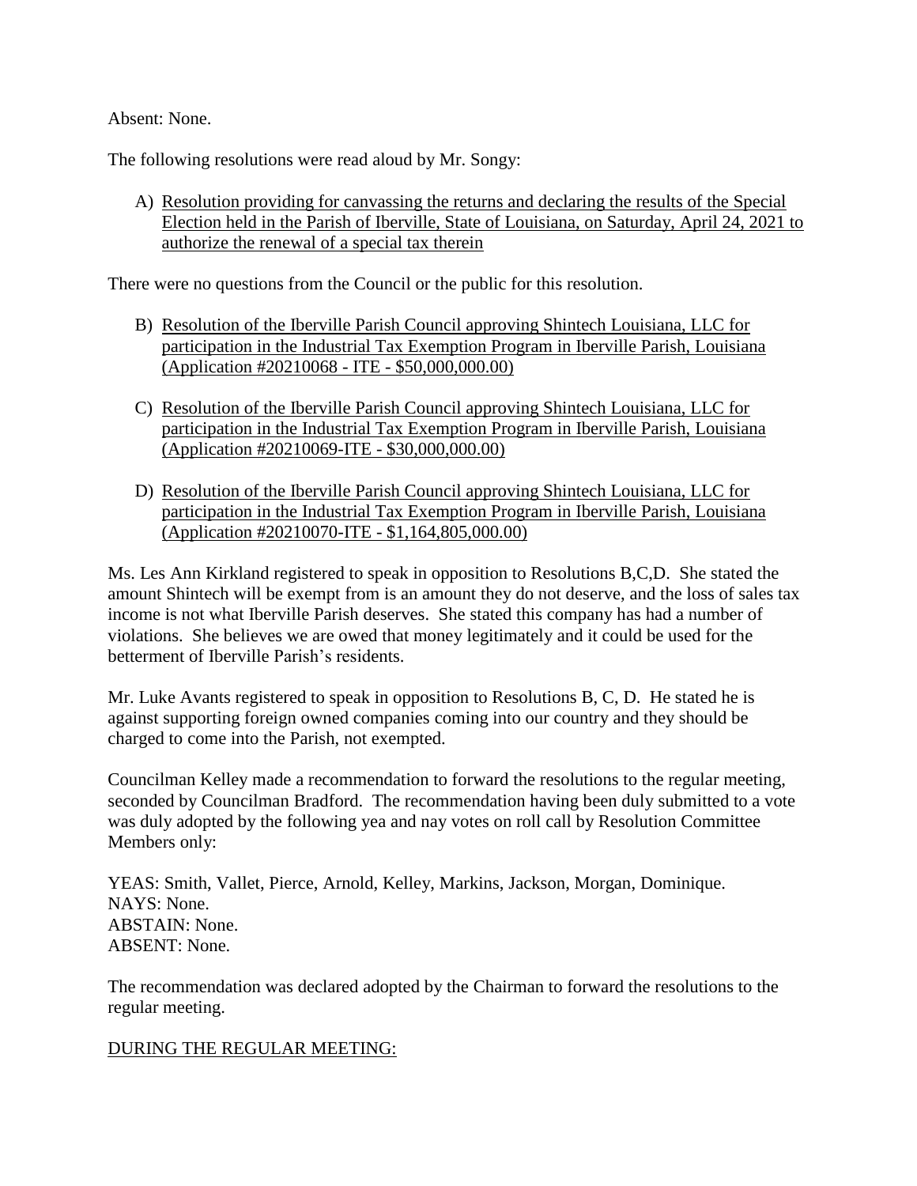Absent: None.

The following resolutions were read aloud by Mr. Songy:

A) Resolution providing for canvassing the returns and declaring the results of the Special Election held in the Parish of Iberville, State of Louisiana, on Saturday, April 24, 2021 to authorize the renewal of a special tax therein

There were no questions from the Council or the public for this resolution.

B) Resolution of the Iberville Parish Council approving Shintech Louisiana, LLC for participation in the Industrial Tax Exemption Program in Iberville Parish, Louisiana (Application #20210068 - ITE - $50,000,000.00)

C) Resolution of the Iberville Parish Council approving Shintech Louisiana, LLC for participation in the Industrial Tax Exemption Program in Iberville Parish, Louisiana (Application #20210069-ITE - $30,000,000.00)

D) Resolution of the Iberville Parish Council approving Shintech Louisiana, LLC for participation in the Industrial Tax Exemption Program in Iberville Parish, Louisiana (Application #20210070-ITE - $1,164,805,000.00)

Ms. Les Ann Kirkland registered to speak in opposition to Resolutions B,C,D. She stated the amount Shintech will be exempt from is an amount they do not deserve, and the loss of sales tax income is not what Iberville Parish deserves. She stated this company has had a number of violations. She believes we are owed that money legitimately and it could be used for the betterment of Iberville Parish's residents.

Mr. Luke Avants registered to speak in opposition to Resolutions B, C, D. He stated he is against supporting foreign owned companies coming into our country and they should be charged to come into the Parish, not exempted.

Councilman Kelley made a recommendation to forward the resolutions to the regular meeting, seconded by Councilman Bradford. The recommendation having been duly submitted to a vote was duly adopted by the following yea and nay votes on roll call by Resolution Committee Members only:

YEAS: Smith, Vallet, Pierce, Arnold, Kelley, Markins, Jackson, Morgan, Dominique.
NAYS: None.
ABSTAIN: None.
ABSENT: None.

The recommendation was declared adopted by the Chairman to forward the resolutions to the regular meeting.

DURING THE REGULAR MEETING: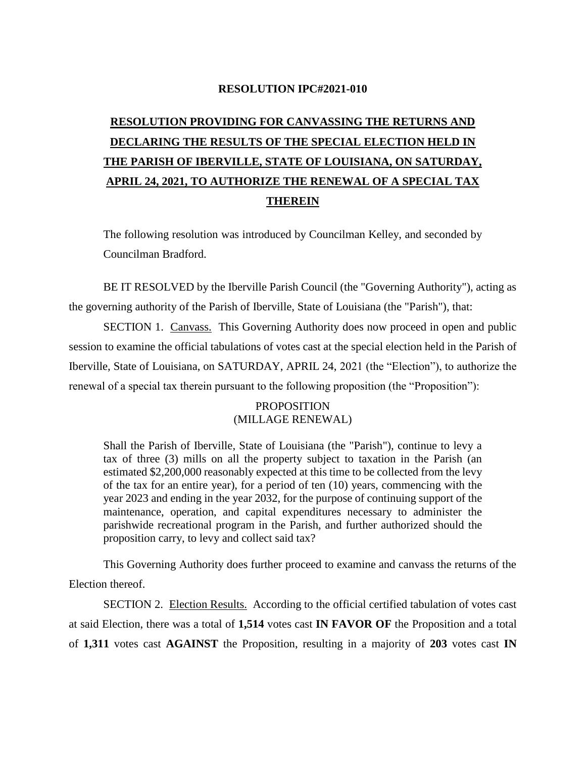**RESOLUTION IPC#2021-010**

# RESOLUTION PROVIDING FOR CANVASSING THE RETURNS AND DECLARING THE RESULTS OF THE SPECIAL ELECTION HELD IN THE PARISH OF IBERVILLE, STATE OF LOUISIANA, ON SATURDAY, APRIL 24, 2021, TO AUTHORIZE THE RENEWAL OF A SPECIAL TAX THEREIN

The following resolution was introduced by Councilman Kelley, and seconded by Councilman Bradford.

BE IT RESOLVED by the Iberville Parish Council (the "Governing Authority"), acting as the governing authority of the Parish of Iberville, State of Louisiana (the "Parish"), that:

SECTION 1. Canvass. This Governing Authority does now proceed in open and public session to examine the official tabulations of votes cast at the special election held in the Parish of Iberville, State of Louisiana, on SATURDAY, APRIL 24, 2021 (the "Election"), to authorize the renewal of a special tax therein pursuant to the following proposition (the "Proposition"):

PROPOSITION
(MILLAGE RENEWAL)

> Shall the Parish of Iberville, State of Louisiana (the "Parish"), continue to levy a tax of three (3) mills on all the property subject to taxation in the Parish (an estimated $2,200,000 reasonably expected at this time to be collected from the levy of the tax for an entire year), for a period of ten (10) years, commencing with the year 2023 and ending in the year 2032, for the purpose of continuing support of the maintenance, operation, and capital expenditures necessary to administer the parishwide recreational program in the Parish, and further authorized should the proposition carry, to levy and collect said tax?

This Governing Authority does further proceed to examine and canvass the returns of the Election thereof.

SECTION 2. Election Results. According to the official certified tabulation of votes cast at said Election, there was a total of **1,514** votes cast **IN FAVOR OF** the Proposition and a total of **1,311** votes cast **AGAINST** the Proposition, resulting in a majority of **203** votes cast **IN**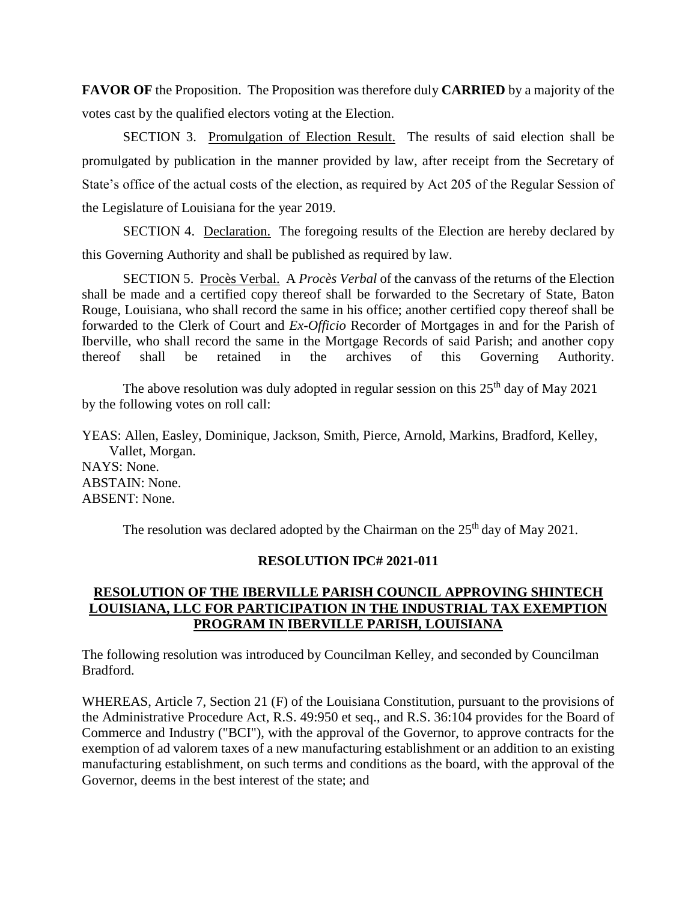**FAVOR OF** the Proposition. The Proposition was therefore duly **CARRIED** by a majority of the votes cast by the qualified electors voting at the Election.

SECTION 3. Promulgation of Election Result. The results of said election shall be promulgated by publication in the manner provided by law, after receipt from the Secretary of State's office of the actual costs of the election, as required by Act 205 of the Regular Session of the Legislature of Louisiana for the year 2019.

SECTION 4. Declaration. The foregoing results of the Election are hereby declared by this Governing Authority and shall be published as required by law.

SECTION 5. Procès Verbal. A *Procès Verbal* of the canvass of the returns of the Election shall be made and a certified copy thereof shall be forwarded to the Secretary of State, Baton Rouge, Louisiana, who shall record the same in his office; another certified copy thereof shall be forwarded to the Clerk of Court and *Ex-Officio* Recorder of Mortgages in and for the Parish of Iberville, who shall record the same in the Mortgage Records of said Parish; and another copy thereof shall be retained in the archives of this Governing Authority.

The above resolution was duly adopted in regular session on this 25th day of May 2021 by the following votes on roll call:

YEAS: Allen, Easley, Dominique, Jackson, Smith, Pierce, Arnold, Markins, Bradford, Kelley, Vallet, Morgan.
NAYS: None.
ABSTAIN: None.
ABSENT: None.

The resolution was declared adopted by the Chairman on the 25th day of May 2021.

**RESOLUTION IPC# 2021-011**

**RESOLUTION OF THE IBERVILLE PARISH COUNCIL APPROVING SHINTECH LOUISIANA, LLC FOR PARTICIPATION IN THE INDUSTRIAL TAX EXEMPTION PROGRAM IN IBERVILLE PARISH, LOUISIANA**

The following resolution was introduced by Councilman Kelley, and seconded by Councilman Bradford.

WHEREAS, Article 7, Section 21 (F) of the Louisiana Constitution, pursuant to the provisions of the Administrative Procedure Act, R.S. 49:950 et seq., and R.S. 36:104 provides for the Board of Commerce and Industry ("BCI"), with the approval of the Governor, to approve contracts for the exemption of ad valorem taxes of a new manufacturing establishment or an addition to an existing manufacturing establishment, on such terms and conditions as the board, with the approval of the Governor, deems in the best interest of the state; and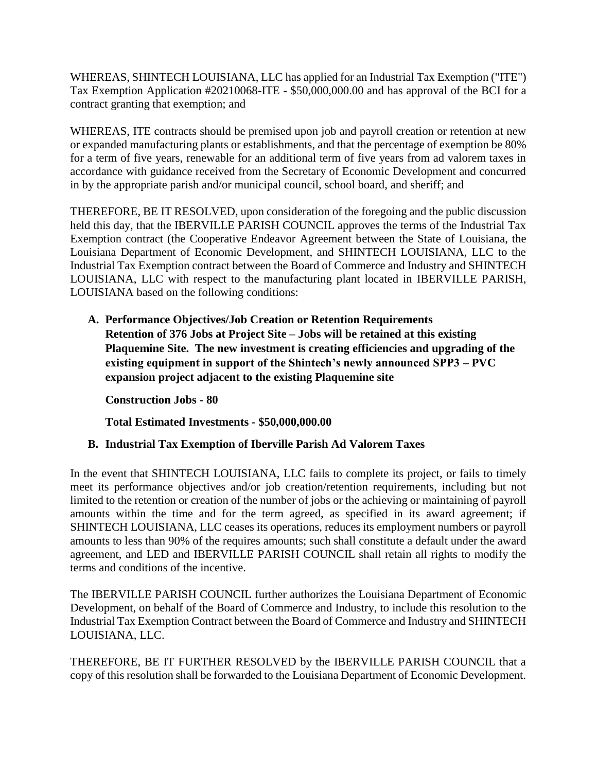WHEREAS, SHINTECH LOUISIANA, LLC has applied for an Industrial Tax Exemption ("ITE") Tax Exemption Application #20210068-ITE - $50,000,000.00 and has approval of the BCI for a contract granting that exemption; and

WHEREAS, ITE contracts should be premised upon job and payroll creation or retention at new or expanded manufacturing plants or establishments, and that the percentage of exemption be 80% for a term of five years, renewable for an additional term of five years from ad valorem taxes in accordance with guidance received from the Secretary of Economic Development and concurred in by the appropriate parish and/or municipal council, school board, and sheriff; and

THEREFORE, BE IT RESOLVED, upon consideration of the foregoing and the public discussion held this day, that the IBERVILLE PARISH COUNCIL approves the terms of the Industrial Tax Exemption contract (the Cooperative Endeavor Agreement between the State of Louisiana, the Louisiana Department of Economic Development, and SHINTECH LOUISIANA, LLC to the Industrial Tax Exemption contract between the Board of Commerce and Industry and SHINTECH LOUISIANA, LLC with respect to the manufacturing plant located in IBERVILLE PARISH, LOUISIANA based on the following conditions:

**A. Performance Objectives/Job Creation or Retention Requirements**
**Retention of 376 Jobs at Project Site – Jobs will be retained at this existing Plaquemine Site. The new investment is creating efficiencies and upgrading of the existing equipment in support of the Shintech's newly announced SPP3 – PVC expansion project adjacent to the existing Plaquemine site**

**Construction Jobs - 80**

**Total Estimated Investments - $50,000,000.00**

**B. Industrial Tax Exemption of Iberville Parish Ad Valorem Taxes**

In the event that SHINTECH LOUISIANA, LLC fails to complete its project, or fails to timely meet its performance objectives and/or job creation/retention requirements, including but not limited to the retention or creation of the number of jobs or the achieving or maintaining of payroll amounts within the time and for the term agreed, as specified in its award agreement; if SHINTECH LOUISIANA, LLC ceases its operations, reduces its employment numbers or payroll amounts to less than 90% of the requires amounts; such shall constitute a default under the award agreement, and LED and IBERVILLE PARISH COUNCIL shall retain all rights to modify the terms and conditions of the incentive.

The IBERVILLE PARISH COUNCIL further authorizes the Louisiana Department of Economic Development, on behalf of the Board of Commerce and Industry, to include this resolution to the Industrial Tax Exemption Contract between the Board of Commerce and Industry and SHINTECH LOUISIANA, LLC.

THEREFORE, BE IT FURTHER RESOLVED by the IBERVILLE PARISH COUNCIL that a copy of this resolution shall be forwarded to the Louisiana Department of Economic Development.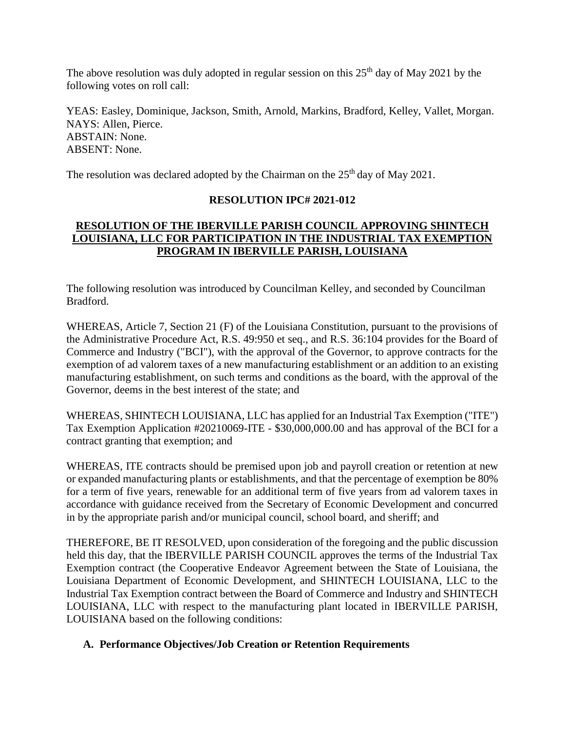The above resolution was duly adopted in regular session on this 25th day of May 2021 by the following votes on roll call:

YEAS: Easley, Dominique, Jackson, Smith, Arnold, Markins, Bradford, Kelley, Vallet, Morgan.
NAYS: Allen, Pierce.
ABSTAIN: None.
ABSENT: None.

The resolution was declared adopted by the Chairman on the 25th day of May 2021.

**RESOLUTION IPC# 2021-012**

**RESOLUTION OF THE IBERVILLE PARISH COUNCIL APPROVING SHINTECH LOUISIANA, LLC FOR PARTICIPATION IN THE INDUSTRIAL TAX EXEMPTION PROGRAM IN IBERVILLE PARISH, LOUISIANA**

The following resolution was introduced by Councilman Kelley, and seconded by Councilman Bradford.

WHEREAS, Article 7, Section 21 (F) of the Louisiana Constitution, pursuant to the provisions of the Administrative Procedure Act, R.S. 49:950 et seq., and R.S. 36:104 provides for the Board of Commerce and Industry ("BCI"), with the approval of the Governor, to approve contracts for the exemption of ad valorem taxes of a new manufacturing establishment or an addition to an existing manufacturing establishment, on such terms and conditions as the board, with the approval of the Governor, deems in the best interest of the state; and

WHEREAS, SHINTECH LOUISIANA, LLC has applied for an Industrial Tax Exemption ("ITE") Tax Exemption Application #20210069-ITE - $30,000,000.00 and has approval of the BCI for a contract granting that exemption; and

WHEREAS, ITE contracts should be premised upon job and payroll creation or retention at new or expanded manufacturing plants or establishments, and that the percentage of exemption be 80% for a term of five years, renewable for an additional term of five years from ad valorem taxes in accordance with guidance received from the Secretary of Economic Development and concurred in by the appropriate parish and/or municipal council, school board, and sheriff; and

THEREFORE, BE IT RESOLVED, upon consideration of the foregoing and the public discussion held this day, that the IBERVILLE PARISH COUNCIL approves the terms of the Industrial Tax Exemption contract (the Cooperative Endeavor Agreement between the State of Louisiana, the Louisiana Department of Economic Development, and SHINTECH LOUISIANA, LLC to the Industrial Tax Exemption contract between the Board of Commerce and Industry and SHINTECH LOUISIANA, LLC with respect to the manufacturing plant located in IBERVILLE PARISH, LOUISIANA based on the following conditions:

**A. Performance Objectives/Job Creation or Retention Requirements**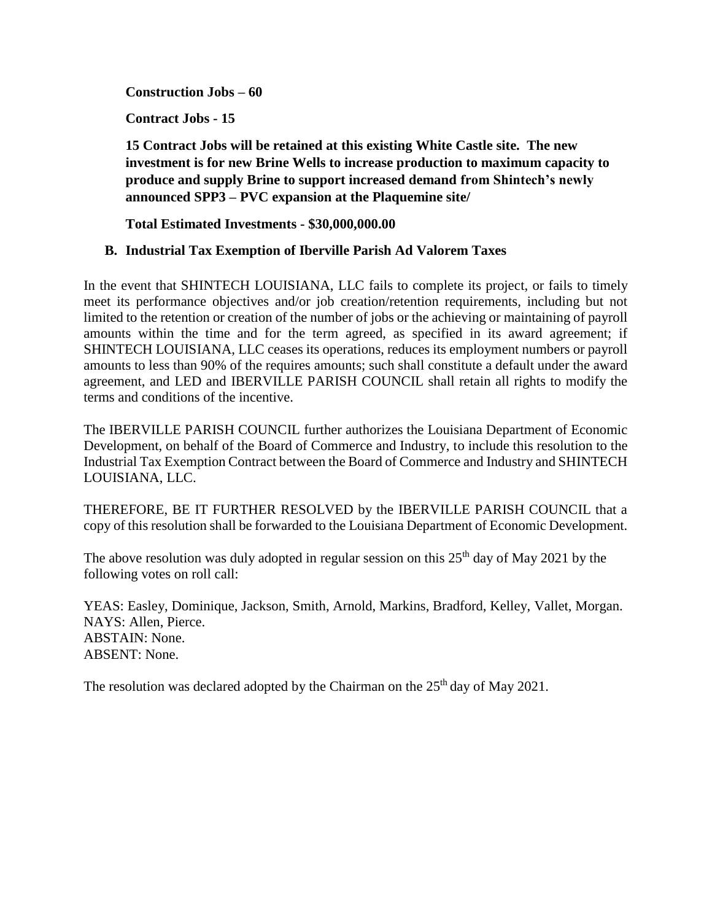**Construction Jobs – 60**

**Contract Jobs - 15**

**15 Contract Jobs will be retained at this existing White Castle site. The new investment is for new Brine Wells to increase production to maximum capacity to produce and supply Brine to support increased demand from Shintech's newly announced SPP3 – PVC expansion at the Plaquemine site/**

**Total Estimated Investments - $30,000,000.00**

**B. Industrial Tax Exemption of Iberville Parish Ad Valorem Taxes**

In the event that SHINTECH LOUISIANA, LLC fails to complete its project, or fails to timely meet its performance objectives and/or job creation/retention requirements, including but not limited to the retention or creation of the number of jobs or the achieving or maintaining of payroll amounts within the time and for the term agreed, as specified in its award agreement; if SHINTECH LOUISIANA, LLC ceases its operations, reduces its employment numbers or payroll amounts to less than 90% of the requires amounts; such shall constitute a default under the award agreement, and LED and IBERVILLE PARISH COUNCIL shall retain all rights to modify the terms and conditions of the incentive.

The IBERVILLE PARISH COUNCIL further authorizes the Louisiana Department of Economic Development, on behalf of the Board of Commerce and Industry, to include this resolution to the Industrial Tax Exemption Contract between the Board of Commerce and Industry and SHINTECH LOUISIANA, LLC.

THEREFORE, BE IT FURTHER RESOLVED by the IBERVILLE PARISH COUNCIL that a copy of this resolution shall be forwarded to the Louisiana Department of Economic Development.

The above resolution was duly adopted in regular session on this 25th day of May 2021 by the following votes on roll call:

YEAS: Easley, Dominique, Jackson, Smith, Arnold, Markins, Bradford, Kelley, Vallet, Morgan.
NAYS: Allen, Pierce.
ABSTAIN: None.
ABSENT: None.

The resolution was declared adopted by the Chairman on the 25th day of May 2021.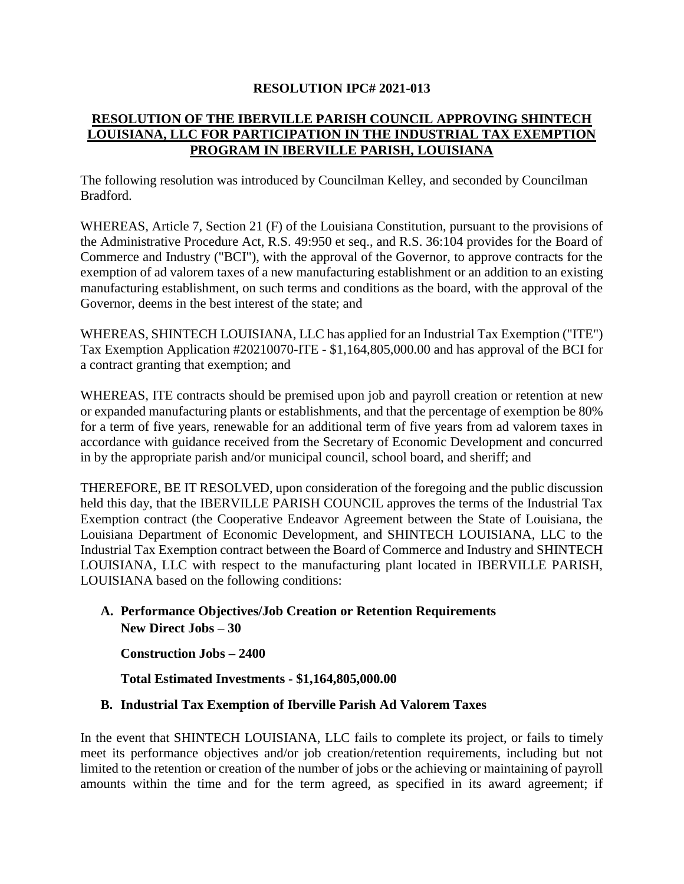**RESOLUTION IPC# 2021-013**

**RESOLUTION OF THE IBERVILLE PARISH COUNCIL APPROVING SHINTECH LOUISIANA, LLC FOR PARTICIPATION IN THE INDUSTRIAL TAX EXEMPTION PROGRAM IN IBERVILLE PARISH, LOUISIANA**

The following resolution was introduced by Councilman Kelley, and seconded by Councilman Bradford.

WHEREAS, Article 7, Section 21 (F) of the Louisiana Constitution, pursuant to the provisions of the Administrative Procedure Act, R.S. 49:950 et seq., and R.S. 36:104 provides for the Board of Commerce and Industry ("BCI"), with the approval of the Governor, to approve contracts for the exemption of ad valorem taxes of a new manufacturing establishment or an addition to an existing manufacturing establishment, on such terms and conditions as the board, with the approval of the Governor, deems in the best interest of the state; and

WHEREAS, SHINTECH LOUISIANA, LLC has applied for an Industrial Tax Exemption ("ITE") Tax Exemption Application #20210070-ITE - $1,164,805,000.00 and has approval of the BCI for a contract granting that exemption; and

WHEREAS, ITE contracts should be premised upon job and payroll creation or retention at new or expanded manufacturing plants or establishments, and that the percentage of exemption be 80% for a term of five years, renewable for an additional term of five years from ad valorem taxes in accordance with guidance received from the Secretary of Economic Development and concurred in by the appropriate parish and/or municipal council, school board, and sheriff; and

THEREFORE, BE IT RESOLVED, upon consideration of the foregoing and the public discussion held this day, that the IBERVILLE PARISH COUNCIL approves the terms of the Industrial Tax Exemption contract (the Cooperative Endeavor Agreement between the State of Louisiana, the Louisiana Department of Economic Development, and SHINTECH LOUISIANA, LLC to the Industrial Tax Exemption contract between the Board of Commerce and Industry and SHINTECH LOUISIANA, LLC with respect to the manufacturing plant located in IBERVILLE PARISH, LOUISIANA based on the following conditions:

**A. Performance Objectives/Job Creation or Retention Requirements**
**New Direct Jobs – 30**

**Construction Jobs – 2400**

**Total Estimated Investments - $1,164,805,000.00**

**B. Industrial Tax Exemption of Iberville Parish Ad Valorem Taxes**

In the event that SHINTECH LOUISIANA, LLC fails to complete its project, or fails to timely meet its performance objectives and/or job creation/retention requirements, including but not limited to the retention or creation of the number of jobs or the achieving or maintaining of payroll amounts within the time and for the term agreed, as specified in its award agreement; if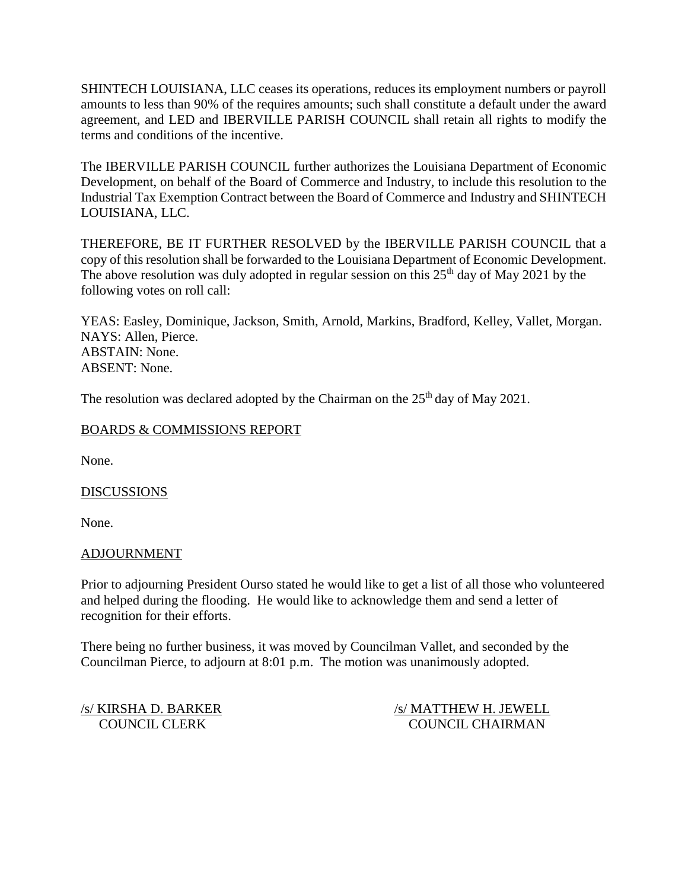SHINTECH LOUISIANA, LLC ceases its operations, reduces its employment numbers or payroll amounts to less than 90% of the requires amounts; such shall constitute a default under the award agreement, and LED and IBERVILLE PARISH COUNCIL shall retain all rights to modify the terms and conditions of the incentive.

The IBERVILLE PARISH COUNCIL further authorizes the Louisiana Department of Economic Development, on behalf of the Board of Commerce and Industry, to include this resolution to the Industrial Tax Exemption Contract between the Board of Commerce and Industry and SHINTECH LOUISIANA, LLC.

THEREFORE, BE IT FURTHER RESOLVED by the IBERVILLE PARISH COUNCIL that a copy of this resolution shall be forwarded to the Louisiana Department of Economic Development. The above resolution was duly adopted in regular session on this 25th day of May 2021 by the following votes on roll call:

YEAS: Easley, Dominique, Jackson, Smith, Arnold, Markins, Bradford, Kelley, Vallet, Morgan.
NAYS: Allen, Pierce.
ABSTAIN: None.
ABSENT: None.

The resolution was declared adopted by the Chairman on the 25th day of May 2021.

BOARDS & COMMISSIONS REPORT

None.

DISCUSSIONS

None.

ADJOURNMENT

Prior to adjourning President Ourso stated he would like to get a list of all those who volunteered and helped during the flooding. He would like to acknowledge them and send a letter of recognition for their efforts.

There being no further business, it was moved by Councilman Vallet, and seconded by the Councilman Pierce, to adjourn at 8:01 p.m. The motion was unanimously adopted.

/s/ KIRSHA D. BARKER
COUNCIL CLERK

/s/ MATTHEW H. JEWELL
COUNCIL CHAIRMAN